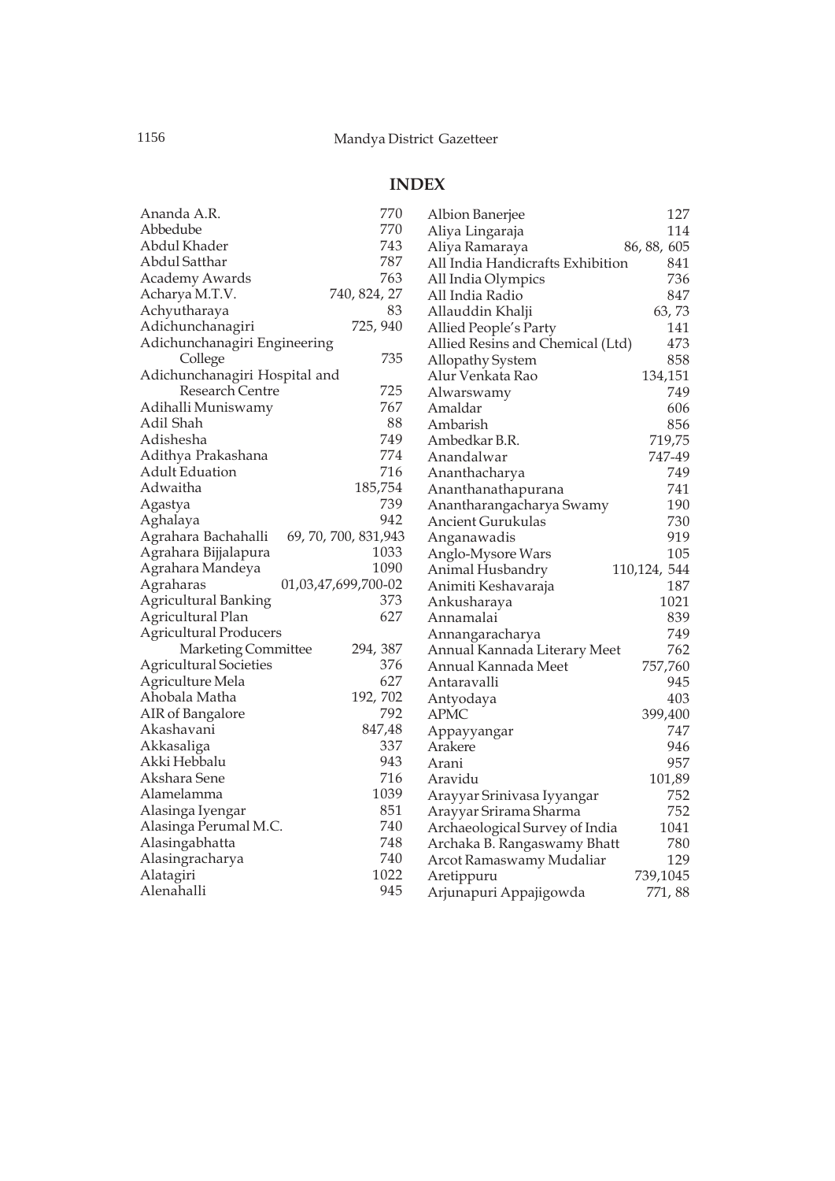# INDEX

Ananda A.R. 770
Abbedube 770
Abdul Khader 743
Abdul Satthar 787
Academy Awards 763
Acharya M.T.V. 740, 824, 27
Achyutharaya 83
Adichunchanagiri 725, 940
Adichunchanagiri Engineering College 735
Adichunchanagiri Hospital and Research Centre 725
Adihalli Muniswamy 767
Adil Shah 88
Adishesha 749
Adithya Prakashana 774
Adult Eduation 716
Adwaitha 185,754
Agastya 739
Aghalaya 942
Agrahara Bachahalli 69, 70, 700, 831,943
Agrahara Bijjalapura 1033
Agrahara Mandeya 1090
Agraharas 01,03,47,699,700-02
Agricultural Banking 373
Agricultural Plan 627
Agricultural Producers Marketing Committee 294, 387
Agricultural Societies 376
Agriculture Mela 627
Ahobala Matha 192, 702
AIR of Bangalore 792
Akashavani 847,48
Akkasaliga 337
Akki Hebbalu 943
Akshara Sene 716
Alamelamma 1039
Alasinga Iyengar 851
Alasinga Perumal M.C. 740
Alasingabhatta 748
Alasingracharya 740
Alatagiri 1022
Alenahalli 945
Albion Banerjee 127
Aliya Lingaraja 114
Aliya Ramaraya 86, 88, 605
All India Handicrafts Exhibition 841
All India Olympics 736
All India Radio 847
Allauddin Khalji 63, 73
Allied People's Party 141
Allied Resins and Chemical (Ltd) 473
Allopathy System 858
Alur Venkata Rao 134,151
Alwarswamy 749
Amaldar 606
Ambarish 856
Ambedkar B.R. 719,75
Anandalwar 747-49
Ananthacharya 749
Ananthanathapurana 741
Anantharangacharya Swamy 190
Ancient Gurukulas 730
Anganawadis 919
Anglo-Mysore Wars 105
Animal Husbandry 110,124, 544
Animiti Keshavaraja 187
Ankusharaya 1021
Annamalai 839
Annangaracharya 749
Annual Kannada Literary Meet 762
Annual Kannada Meet 757,760
Antaravalli 945
Antyodaya 403
APMC 399,400
Appayyangar 747
Arakere 946
Arani 957
Aravidu 101,89
Arayyar Srinivasa Iyyangar 752
Arayyar Srirama Sharma 752
Archaeological Survey of India 1041
Archaka B. Rangaswamy Bhatt 780
Arcot Ramaswamy Mudaliar 129
Aretippuru 739,1045
Arjunapuri Appajigowda 771, 88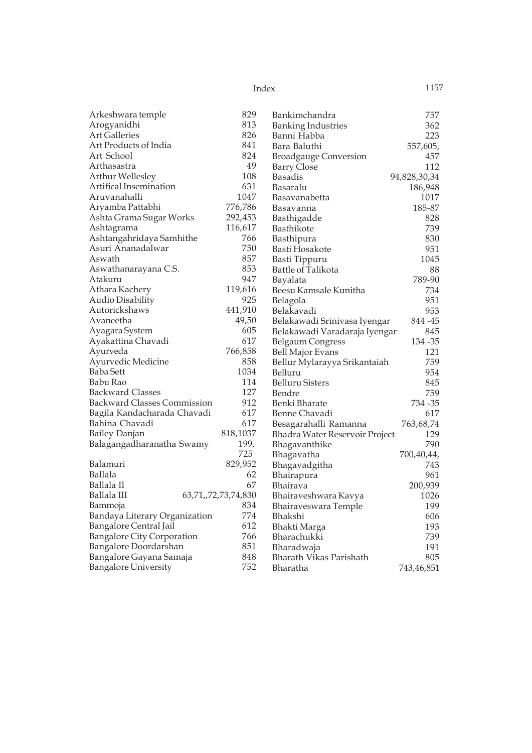| | |
|---|---|
| Arkeshwara temple | 829 |
| Arogyanidhi | 813 |
| Art Galleries | 826 |
| Art Products of India | 841 |
| Art School | 824 |
| Arthasastra | 49 |
| Arthur Wellesley | 108 |
| Artifical Insemination | 631 |
| Aruvanahalli | 1047 |
| Aryamba Pattabhi | 776,786 |
| Ashta Grama Sugar Works | 292,453 |
| Ashtagrama | 116,617 |
| Ashtangahridaya Samhithe | 766 |
| Asuri Ananadalwar | 750 |
| Aswath | 857 |
| Aswathanarayana C.S. | 853 |
| Atakuru | 947 |
| Athara Kachery | 119,616 |
| Audio Disability | 925 |
| Autorickshaws | 441,910 |
| Avaneetha | 49,50 |
| Ayagara System | 605 |
| Ayakattina Chavadi | 617 |
| Ayurveda | 766,858 |
| Ayurvedic Medicine | 858 |
| Baba Sett | 1034 |
| Babu Rao | 114 |
| Backward Classes | 127 |
| Backward Classes Commission | 912 |
| Bagila Kandacharada Chavadi | 617 |
| Bahina Chavadi | 617 |
| Bailey Danjan | 818,1037 |
| Balagangadharanatha Swamy | 199, 725 |
| Balamuri | 829,952 |
| Ballala | 62 |
| Ballala II | 67 |
| Ballala III | 63,71,,72,73,74,830 |
| Bammoja | 834 |
| Bandaya Literary Organization | 774 |
| Bangalore Central Jail | 612 |
| Bangalore City Corporation | 766 |
| Bangalore Doordarshan | 851 |
| Bangalore Gayana Samaja | 848 |
| Bangalore University | 752 |
| Bankimchandra | 757 |
| Banking Industries | 362 |
| Banni Habba | 223 |
| Bara Baluthi | 557,605, |
| Broadgauge Conversion | 457 |
| Barry Close | 112 |
| Basadis | 94,828,30,34 |
| Basaralu | 186,948 |
| Basavanabetta | 1017 |
| Basavanna | 185-87 |
| Basthigadde | 828 |
| Basthikote | 739 |
| Basthipura | 830 |
| Basti Hosakote | 951 |
| Basti Tippuru | 1045 |
| Battle of Talikota | 88 |
| Bayalata | 789-90 |
| Beesu Kamsale Kunitha | 734 |
| Belagola | 951 |
| Belakavadi | 953 |
| Belakawadi Srinivasa Iyengar | 844 -45 |
| Belakawadi Varadaraja Iyengar | 845 |
| Belgaum Congress | 134 -35 |
| Bell Major Evans | 121 |
| Bellur Mylarayya Srikantaiah | 759 |
| Belluru | 954 |
| Belluru Sisters | 845 |
| Bendre | 759 |
| Benki Bharate | 734 -35 |
| Benne Chavadi | 617 |
| Besagarahalli Ramanna | 763,68,74 |
| Bhadra Water Reservoir Project | 129 |
| Bhagavanthike | 790 |
| Bhagavatha | 700,40,44, |
| Bhagavadgitha | 743 |
| Bhairapura | 961 |
| Bhairava | 200,939 |
| Bhairaveshwara Kavya | 1026 |
| Bhairaveswara Temple | 199 |
| Bhakshi | 606 |
| Bhakti Marga | 193 |
| Bharachukki | 739 |
| Bharadwaja | 191 |
| Bharath Vikas Parishath | 805 |
| Bharatha | 743,46,851 |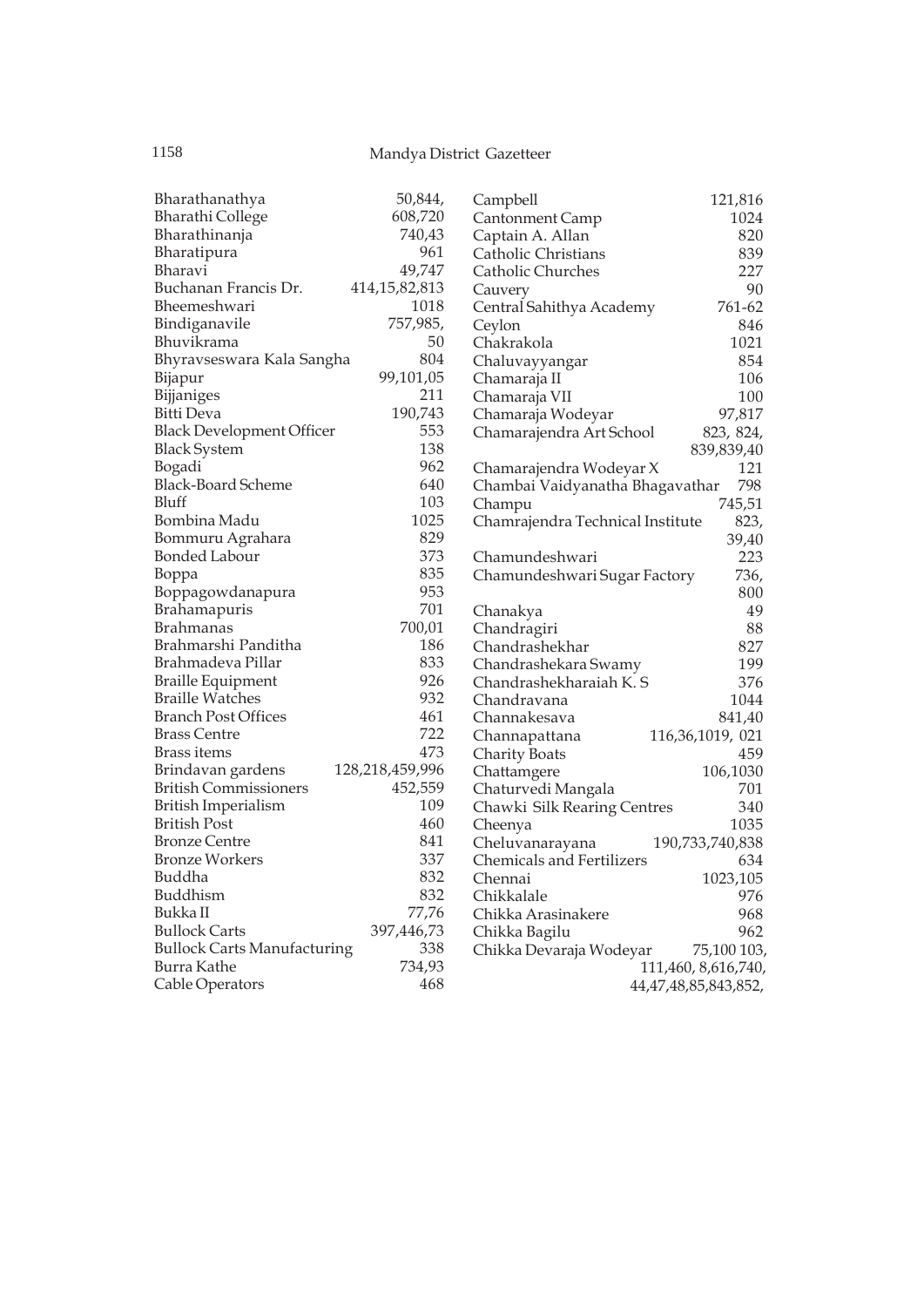Bharathanathya 50,844,
Bharathi College 608,720
Bharathinanja 740,43
Bharatipura 961
Bharavi 49,747
Buchanan Francis Dr. 414,15,82,813
Bheemeshwari 1018
Bindiganavile 757,985,
Bhuvikrama 50
Bhyravseswara Kala Sangha 804
Bijapur 99,101,05
Bijjaniges 211
Bitti Deva 190,743
Black Development Officer 553
Black System 138
Bogadi 962
Black-Board Scheme 640
Bluff 103
Bombina Madu 1025
Bommuru Agrahara 829
Bonded Labour 373
Boppa 835
Boppagowdanapura 953
Brahamapuris 701
Brahmanas 700,01
Brahmarshi Panditha 186
Brahmadeva Pillar 833
Braille Equipment 926
Braille Watches 932
Branch Post Offices 461
Brass Centre 722
Brass items 473
Brindavan gardens 128,218,459,996
British Commissioners 452,559
British Imperialism 109
British Post 460
Bronze Centre 841
Bronze Workers 337
Buddha 832
Buddhism 832
Bukka II 77,76
Bullock Carts 397,446,73
Bullock Carts Manufacturing 338
Burra Kathe 734,93
Cable Operators 468

Campbell 121,816
Cantonment Camp 1024
Captain A. Allan 820
Catholic Christians 839
Catholic Churches 227
Cauvery 90
Central Sahithya Academy 761-62
Ceylon 846
Chakrakola 1021
Chaluvayyangar 854
Chamaraja II 106
Chamaraja VII 100
Chamaraja Wodeyar 97,817
Chamarajendra Art School 823, 824, 839,839,40
Chamarajendra Wodeyar X 121
Chambai Vaidyanatha Bhagavathar 798
Champu 745,51
Chamrajendra Technical Institute 823, 39,40
Chamundeshwari 223
Chamundeshwari Sugar Factory 736, 800
Chanakya 49
Chandragiri 88
Chandrashekhar 827
Chandrashekara Swamy 199
Chandrashekharaiah K. S 376
Chandravana 1044
Channakesava 841,40
Channapattana 116,36,1019, 021
Charity Boats 459
Chattamgere 106,1030
Chaturvedi Mangala 701
Chawki Silk Rearing Centres 340
Cheenya 1035
Cheluvanarayana 190,733,740,838
Chemicals and Fertilizers 634
Chennai 1023,105
Chikkalale 976
Chikka Arasinakere 968
Chikka Bagilu 962
Chikka Devaraja Wodeyar 75,100 103, 111,460, 8,616,740, 44,47,48,85,843,852,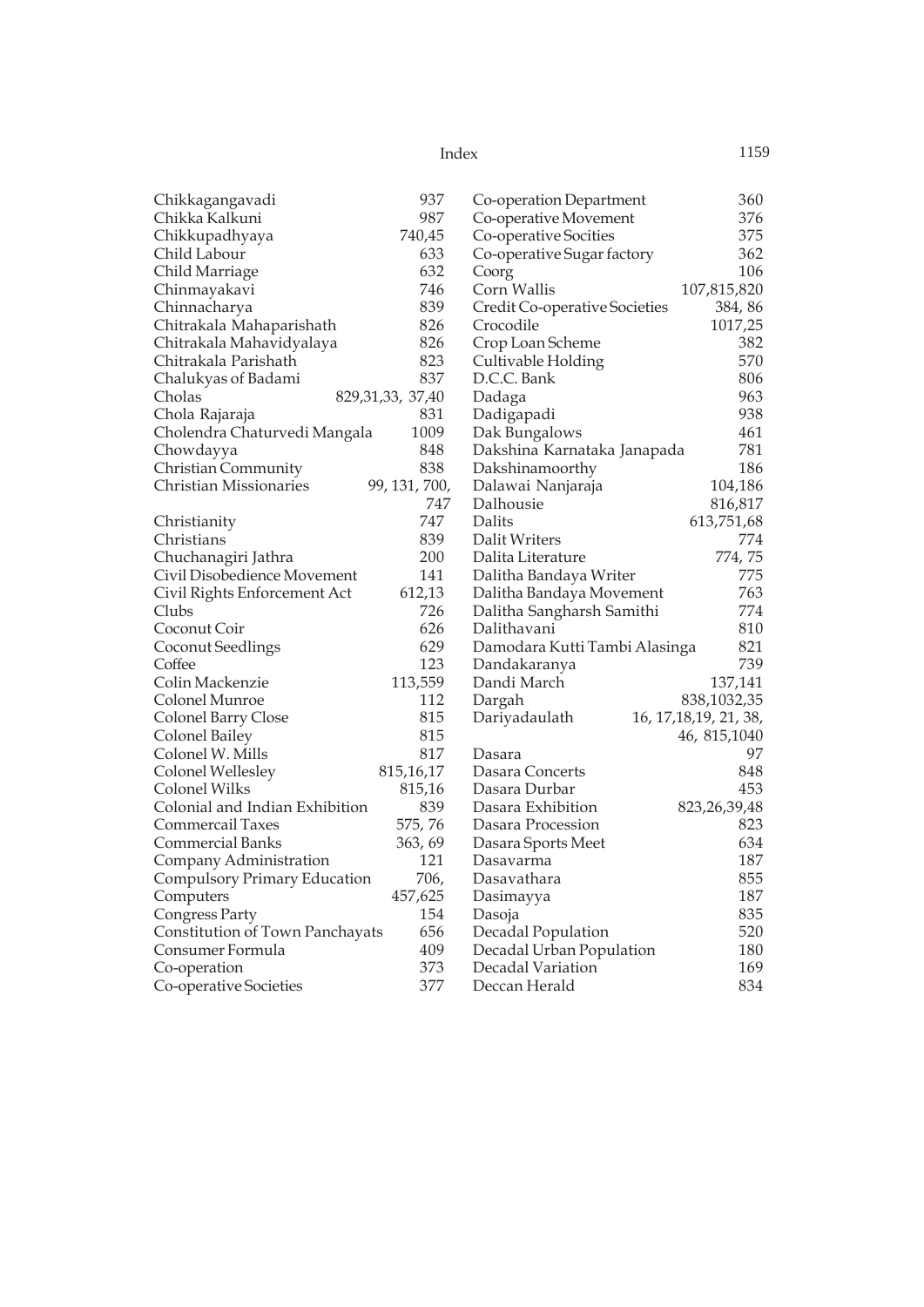Chikkagangavadi 937
Chikka Kalkuni 987
Chikkupadhyaya 740,45
Child Labour 633
Child Marriage 632
Chinmayakavi 746
Chinnacharya 839
Chitrakala Mahaparishath 826
Chitrakala Mahavidyalaya 826
Chitrakala Parishath 823
Chalukyas of Badami 837
Cholas 829,31,33, 37,40
Chola Rajaraja 831
Cholendra Chaturvedi Mangala 1009
Chowdayya 848
Christian Community 838
Christian Missionaries 99, 131, 700, 747
Christianity 747
Christians 839
Chuchanagiri Jathra 200
Civil Disobedience Movement 141
Civil Rights Enforcement Act 612,13
Clubs 726
Coconut Coir 626
Coconut Seedlings 629
Coffee 123
Colin Mackenzie 113,559
Colonel Munroe 112
Colonel Barry Close 815
Colonel Bailey 815
Colonel W. Mills 817
Colonel Wellesley 815,16,17
Colonel Wilks 815,16
Colonial and Indian Exhibition 839
Commercail Taxes 575, 76
Commercial Banks 363, 69
Company Administration 121
Compulsory Primary Education 706,
Computers 457,625
Congress Party 154
Constitution of Town Panchayats 656
Consumer Formula 409
Co-operation 373
Co-operative Societies 377
Co-operation Department 360
Co-operative Movement 376
Co-operative Socities 375
Co-operative Sugar factory 362
Coorg 106
Corn Wallis 107,815,820
Credit Co-operative Societies 384, 86
Crocodile 1017,25
Crop Loan Scheme 382
Cultivable Holding 570
D.C.C. Bank 806
Dadaga 963
Dadigapadi 938
Dak Bungalows 461
Dakshina Karnataka Janapada 781
Dakshinamoorthy 186
Dalawai Nanjaraja 104,186
Dalhousie 816,817
Dalits 613,751,68
Dalit Writers 774
Dalita Literature 774, 75
Dalitha Bandaya Writer 775
Dalitha Bandaya Movement 763
Dalitha Sangharsh Samithi 774
Dalithavani 810
Damodara Kutti Tambi Alasinga 821
Dandakaranya 739
Dandi March 137,141
Dargah 838,1032,35
Dariyadaulath 16, 17,18,19, 21, 38, 46, 815,1040
Dasara 97
Dasara Concerts 848
Dasara Durbar 453
Dasara Exhibition 823,26,39,48
Dasara Procession 823
Dasara Sports Meet 634
Dasavarma 187
Dasavathara 855
Dasimayya 187
Dasoja 835
Decadal Population 520
Decadal Urban Population 180
Decadal Variation 169
Deccan Herald 834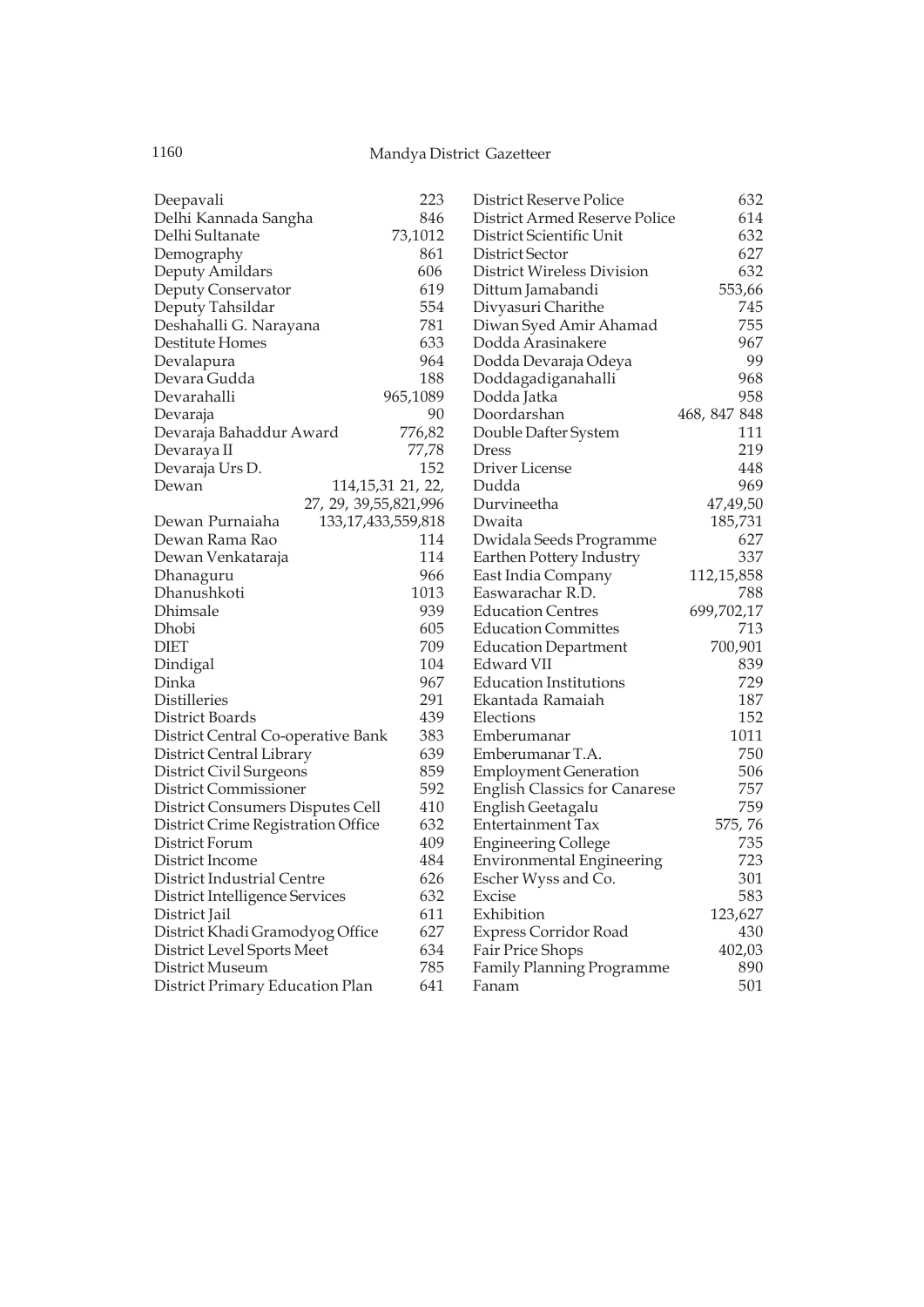Deepavali 223
Delhi Kannada Sangha 846
Delhi Sultanate 73,1012
Demography 861
Deputy Amildars 606
Deputy Conservator 619
Deputy Tahsildar 554
Deshahalli G. Narayana 781
Destitute Homes 633
Devalapura 964
Devara Gudda 188
Devarahalli 965,1089
Devaraja 90
Devaraja Bahaddur Award 776,82
Devaraya II 77,78
Devaraja Urs D. 152
Dewan 114,15,31 21, 22, 27, 29, 39,55,821,996
Dewan Purnaiaha 133,17,433,559,818
Dewan Rama Rao 114
Dewan Venkataraja 114
Dhanaguru 966
Dhanushkoti 1013
Dhimsale 939
Dhobi 605
DIET 709
Dindigal 104
Dinka 967
Distilleries 291
District Boards 439
District Central Co-operative Bank 383
District Central Library 639
District Civil Surgeons 859
District Commissioner 592
District Consumers Disputes Cell 410
District Crime Registration Office 632
District Forum 409
District Income 484
District Industrial Centre 626
District Intelligence Services 632
District Jail 611
District Khadi Gramodyog Office 627
District Level Sports Meet 634
District Museum 785
District Primary Education Plan 641
District Reserve Police 632
District Armed Reserve Police 614
District Scientific Unit 632
District Sector 627
District Wireless Division 632
Dittum Jamabandi 553,66
Divyasuri Charithe 745
Diwan Syed Amir Ahamad 755
Dodda Arasinakere 967
Dodda Devaraja Odeya 99
Doddagadiganahalli 968
Dodda Jatka 958
Doordarshan 468, 847 848
Double Dafter System 111
Dress 219
Driver License 448
Dudda 969
Durvineetha 47,49,50
Dwaita 185,731
Dwidala Seeds Programme 627
Earthen Pottery Industry 337
East India Company 112,15,858
Easwarachar R.D. 788
Education Centres 699,702,17
Education Committes 713
Education Department 700,901
Edward VII 839
Education Institutions 729
Ekantada Ramaiah 187
Elections 152
Emberumanar 1011
Emberumanar T.A. 750
Employment Generation 506
English Classics for Canarese 757
English Geetagalu 759
Entertainment Tax 575, 76
Engineering College 735
Environmental Engineering 723
Escher Wyss and Co. 301
Excise 583
Exhibition 123,627
Express Corridor Road 430
Fair Price Shops 402,03
Family Planning Programme 890
Fanam 501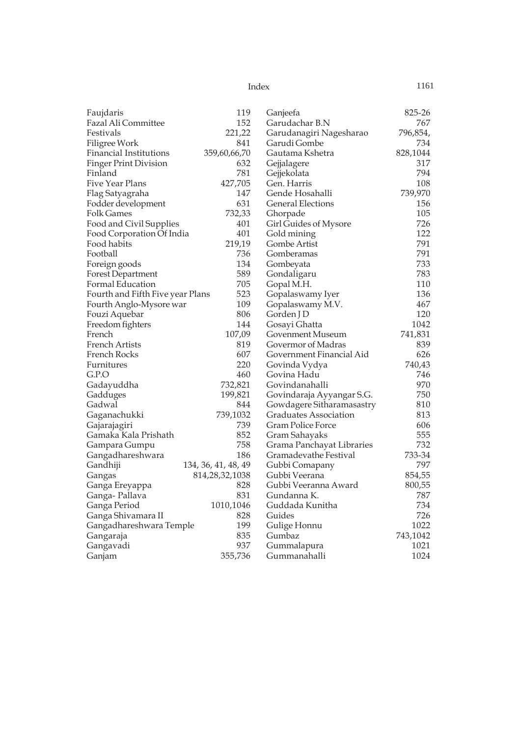Faujdaris 119
Fazal Ali Committee 152
Festivals 221,22
Filigree Work 841
Financial Institutions 359,60,66,70
Finger Print Division 632
Finland 781
Five Year Plans 427,705
Flag Satyagraha 147
Fodder development 631
Folk Games 732,33
Food and Civil Supplies 401
Food Corporation Of India 401
Food habits 219,19
Football 736
Foreign goods 134
Forest Department 589
Formal Education 705
Fourth and Fifth Five year Plans 523
Fourth Anglo-Mysore war 109
Fouzi Aquebar 806
Freedom fighters 144
French 107,09
French Artists 819
French Rocks 607
Furnitures 220
G.P.O 460
Gadayuddha 732,821
Gadduges 199,821
Gadwal 844
Gaganachukki 739,1032
Gajarajagiri 739
Gamaka Kala Prishath 852
Gampara Gumpu 758
Gangadhareshwara 186
Gandhiji 134, 36, 41, 48, 49
Gangas 814,28,32,1038
Ganga Ereyappa 828
Ganga- Pallava 831
Ganga Period 1010,1046
Ganga Shivamara II 828
Gangadhareshwara Temple 199
Gangaraja 835
Gangavadi 937
Ganjam 355,736
Ganjeefa 825-26
Garudachar B.N 767
Garudanagiri Nagesharao 796,854,
Garudi Gombe 734
Gautama Kshetra 828,1044
Gejjalagere 317
Gejjekolata 794
Gen. Harris 108
Gende Hosahalli 739,970
General Elections 156
Ghorpade 105
Girl Guides of Mysore 726
Gold mining 122
Gombe Artist 791
Gomberamas 791
Gombeyata 733
Gondaligaru 783
Gopal M.H. 110
Gopalaswamy Iyer 136
Gopalaswamy M.V. 467
Gorden J D 120
Gosayi Ghatta 1042
Govenment Museum 741,831
Govermor of Madras 839
Government Financial Aid 626
Govinda Vydya 740,43
Govina Hadu 746
Govindanahalli 970
Govindaraja Ayyangar S.G. 750
Gowdagere Sitharamasastry 810
Graduates Association 813
Gram Police Force 606
Gram Sahayaks 555
Grama Panchayat Libraries 732
Gramadevathe Festival 733-34
Gubbi Comapany 797
Gubbi Veerana 854,55
Gubbi Veeranna Award 800,55
Gundanna K. 787
Guddada Kunitha 734
Guides 726
Gulige Honnu 1022
Gumbaz 743,1042
Gummalapura 1021
Gummanahalli 1024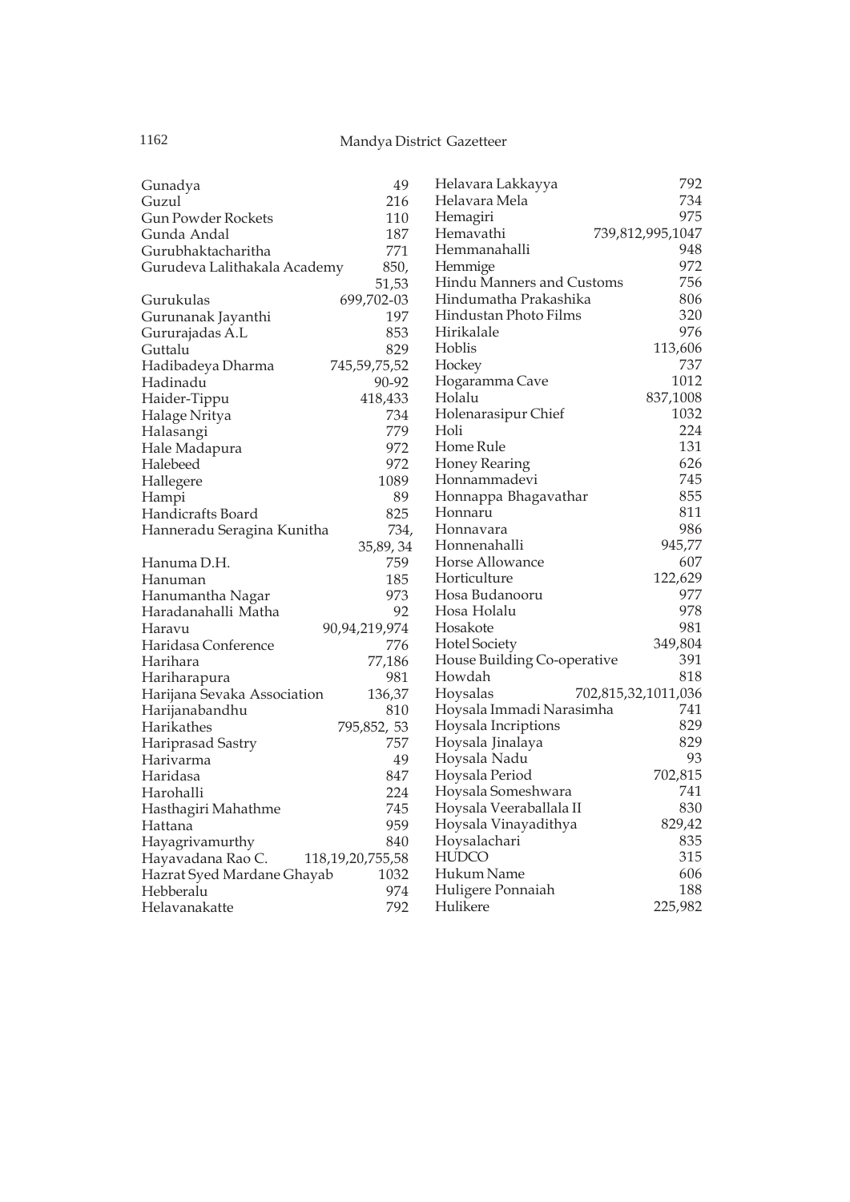Gunadya 49
Guzul 216
Gun Powder Rockets 110
Gunda Andal 187
Gurubhaktacharitha 771
Gurudeva Lalithakala Academy 850, 51,53
Gurukulas 699,702-03
Gurunanak Jayanthi 197
Gururajadas A.L 853
Guttalu 829
Hadibadeya Dharma 745,59,75,52
Hadinadu 90-92
Haider-Tippu 418,433
Halage Nritya 734
Halasangi 779
Hale Madapura 972
Halebeed 972
Hallegere 1089
Hampi 89
Handicrafts Board 825
Hanneradu Seragina Kunitha 734, 35,89, 34
Hanuma D.H. 759
Hanuman 185
Hanumantha Nagar 973
Haradanahalli Matha 92
Haravu 90,94,219,974
Haridasa Conference 776
Harihara 77,186
Hariharapura 981
Harijana Sevaka Association 136,37
Harijanabandhu 810
Harikathes 795,852, 53
Hariprasad Sastry 757
Harivarma 49
Haridasa 847
Harohalli 224
Hasthagiri Mahathme 745
Hattana 959
Hayagrivamurthy 840
Hayavadana Rao C. 118,19,20,755,58
Hazrat Syed Mardane Ghayab 1032
Hebberalu 974
Helavanakatte 792
Helavara Lakkayya 792
Helavara Mela 734
Hemagiri 975
Hemavathi 739,812,995,1047
Hemmanahalli 948
Hemmige 972
Hindu Manners and Customs 756
Hindumatha Prakashika 806
Hindustan Photo Films 320
Hirikalale 976
Hoblis 113,606
Hockey 737
Hogaramma Cave 1012
Holalu 837,1008
Holenarasipur Chief 1032
Holi 224
Home Rule 131
Honey Rearing 626
Honnammadevi 745
Honnappa Bhagavathar 855
Honnaru 811
Honnavara 986
Honnenahalli 945,77
Horse Allowance 607
Horticulture 122,629
Hosa Budanooru 977
Hosa Holalu 978
Hosakote 981
Hotel Society 349,804
House Building Co-operative 391
Howdah 818
Hoysalas 702,815,32,1011,036
Hoysala Immadi Narasimha 741
Hoysala Incriptions 829
Hoysala Jinalaya 829
Hoysala Nadu 93
Hoysala Period 702,815
Hoysala Someshwara 741
Hoysala Veeraballala II 830
Hoysala Vinayadithya 829,42
Hoysalachari 835
HUDCO 315
Hukum Name 606
Huligere Ponnaiah 188
Hulikere 225,982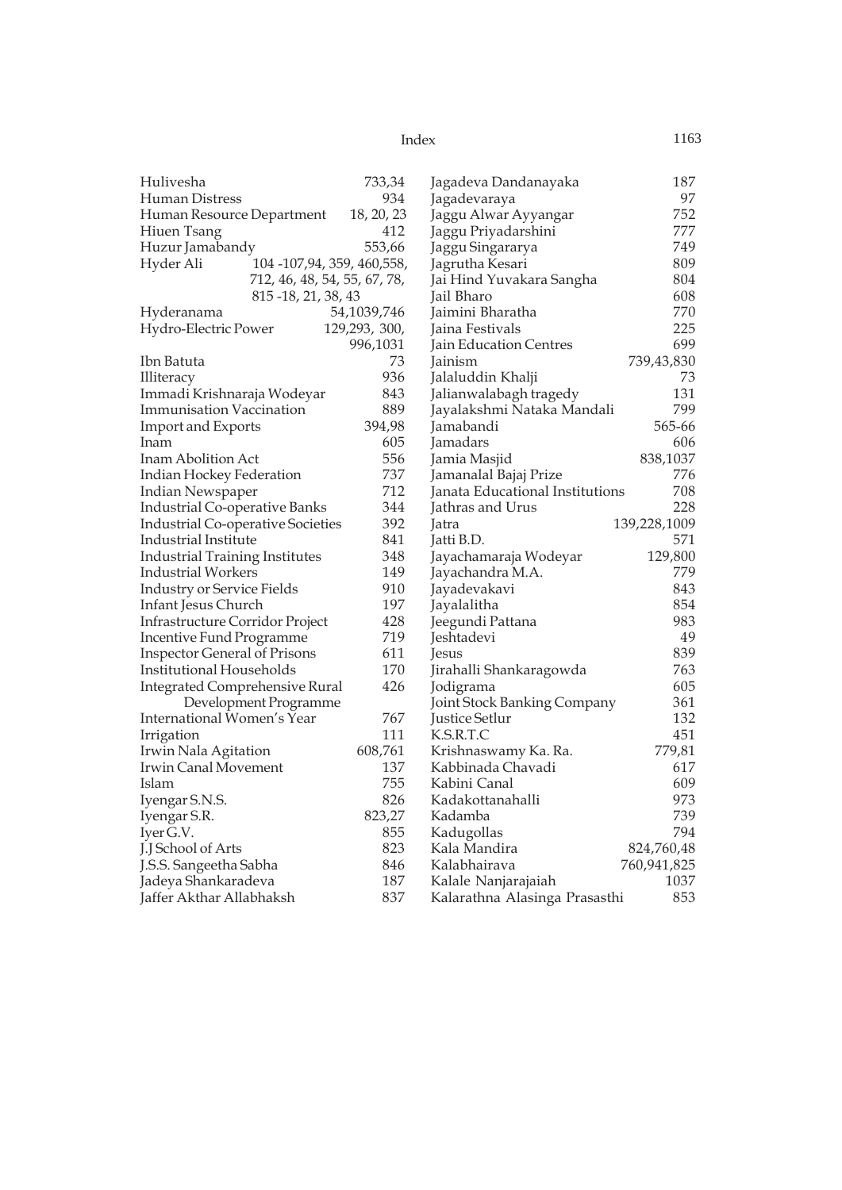Hulivesha 733,34
Human Distress 934
Human Resource Department 18, 20, 23
Hiuen Tsang 412
Huzur Jamabandy 553,66
Hyder Ali 104 -107,94, 359, 460,558, 712, 46, 48, 54, 55, 67, 78, 815 -18, 21, 38, 43
Hyderanama 54,1039,746
Hydro-Electric Power 129,293, 300, 996,1031
Ibn Batuta 73
Illiteracy 936
Immadi Krishnaraja Wodeyar 843
Immunisation Vaccination 889
Import and Exports 394,98
Inam 605
Inam Abolition Act 556
Indian Hockey Federation 737
Indian Newspaper 712
Industrial Co-operative Banks 344
Industrial Co-operative Societies 392
Industrial Institute 841
Industrial Training Institutes 348
Industrial Workers 149
Industry or Service Fields 910
Infant Jesus Church 197
Infrastructure Corridor Project 428
Incentive Fund Programme 719
Inspector General of Prisons 611
Institutional Households 170
Integrated Comprehensive Rural Development Programme 426
International Women's Year 767
Irrigation 111
Irwin Nala Agitation 608,761
Irwin Canal Movement 137
Islam 755
Iyengar S.N.S. 826
Iyengar S.R. 823,27
Iyer G.V. 855
J.J School of Arts 823
J.S.S. Sangeetha Sabha 846
Jadeya Shankaradeva 187
Jaffer Akthar Allabhaksh 837
Jagadeva Dandanayaka 187
Jagadevaraya 97
Jaggu Alwar Ayyangar 752
Jaggu Priyadarshini 777
Jaggu Singararya 749
Jagrutha Kesari 809
Jai Hind Yuvakara Sangha 804
Jail Bharo 608
Jaimini Bharatha 770
Jaina Festivals 225
Jain Education Centres 699
Jainism 739,43,830
Jalaluddin Khalji 73
Jalianwalabagh tragedy 131
Jayalakshmi Nataka Mandali 799
Jamabandi 565-66
Jamadars 606
Jamia Masjid 838,1037
Jamanalal Bajaj Prize 776
Janata Educational Institutions 708
Jathras and Urus 228
Jatra 139,228,1009
Jatti B.D. 571
Jayachamaraja Wodeyar 129,800
Jayachandra M.A. 779
Jayadevakavi 843
Jayalalitha 854
Jeegundi Pattana 983
Jeshtadevi 49
Jesus 839
Jirahalli Shankaragowda 763
Jodigrama 605
Joint Stock Banking Company 361
Justice Setlur 132
K.S.R.T.C 451
Krishnaswamy Ka. Ra. 779,81
Kabbinada Chavadi 617
Kabini Canal 609
Kadakottanahalli 973
Kadamba 739
Kadugollas 794
Kala Mandira 824,760,48
Kalabhairava 760,941,825
Kalale Nanjarajaiah 1037
Kalarathna Alasinga Prasasthi 853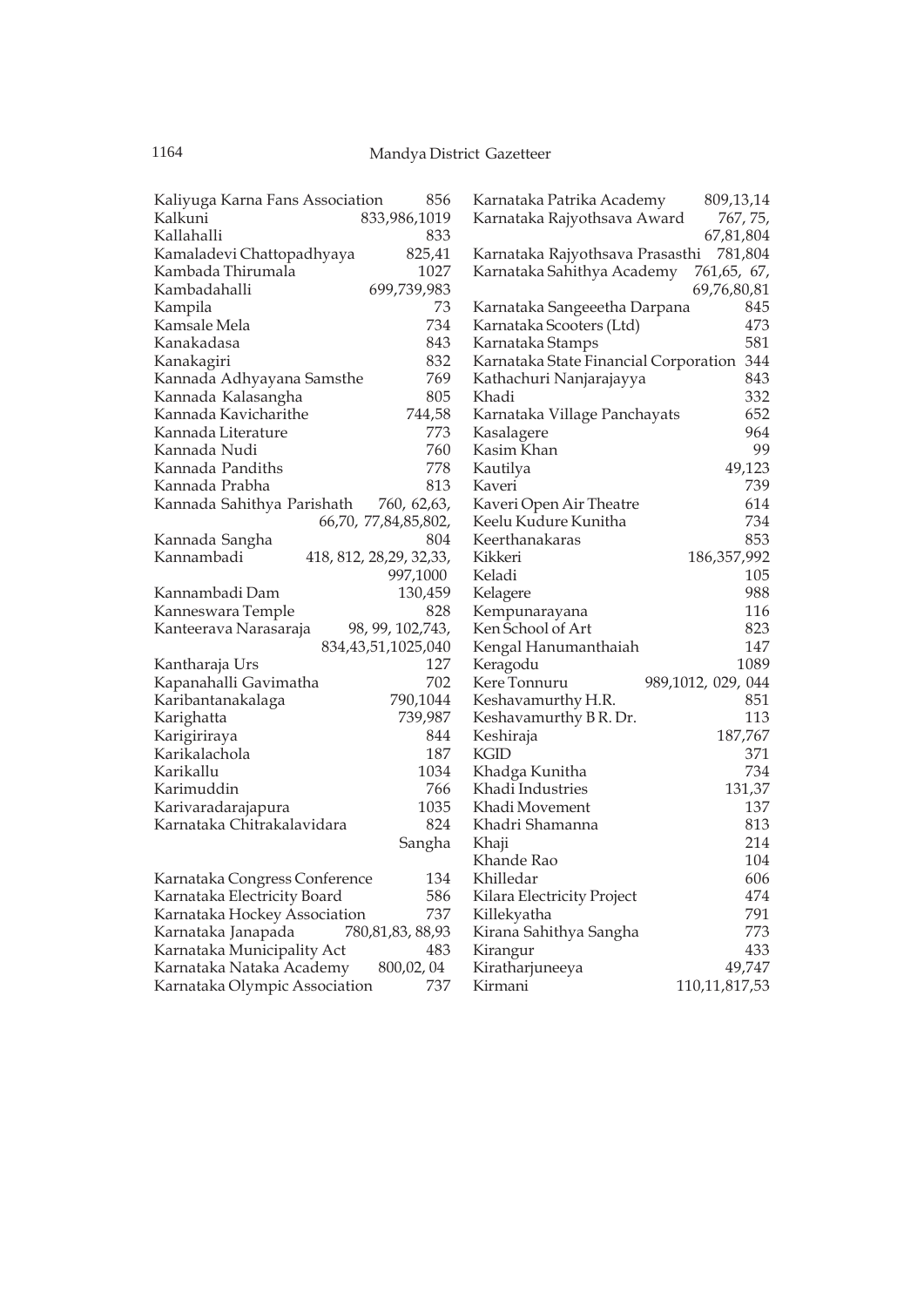Kaliyuga Karna Fans Association 856
Kalkuni 833,986,1019
Kallahalli 833
Kamaladevi Chattopadhyaya 825,41
Kambada Thirumala 1027
Kambadahalli 699,739,983
Kampila 73
Kamsale Mela 734
Kanakadasa 843
Kanakagiri 832
Kannada Adhyayana Samsthe 769
Kannada Kalasangha 805
Kannada Kavicharithe 744,58
Kannada Literature 773
Kannada Nudi 760
Kannada Pandiths 778
Kannada Prabha 813
Kannada Sahithya Parishath 760, 62,63, 66,70, 77,84,85,802,
Kannada Sangha 804
Kannambadi 418, 812, 28,29, 32,33, 997,1000
Kannambadi Dam 130,459
Kanneswara Temple 828
Kanteerava Narasaraja 98, 99, 102,743, 834,43,51,1025,040
Kantharaja Urs 127
Kapanahalli Gavimatha 702
Karibantanakalaga 790,1044
Karighatta 739,987
Karigiriraya 844
Karikalachola 187
Karikallu 1034
Karimuddin 766
Karivaradarajapura 1035
Karnataka Chitrakalavidara Sangha 824

Karnataka Congress Conference 134
Karnataka Electricity Board 586
Karnataka Hockey Association 737
Karnataka Janapada 780,81,83, 88,93
Karnataka Municipality Act 483
Karnataka Nataka Academy 800,02, 04
Karnataka Olympic Association 737
Karnataka Patrika Academy 809,13,14
Karnataka Rajyothsava Award 767, 75, 67,81,804
Karnataka Rajyothsava Prasasthi 781,804
Karnataka Sahithya Academy 761,65, 67, 69,76,80,81
Karnataka Sangeeetha Darpana 845
Karnataka Scooters (Ltd) 473
Karnataka Stamps 581
Karnataka State Financial Corporation 344
Kathachuri Nanjarajayya 843
Khadi 332
Karnataka Village Panchayats 652
Kasalagere 964
Kasim Khan 99
Kautilya 49,123
Kaveri 739
Kaveri Open Air Theatre 614
Keelu Kudure Kunitha 734
Keerthanakaras 853
Kikkeri 186,357,992
Keladi 105
Kelagere 988
Kempunarayana 116
Ken School of Art 823
Kengal Hanumanthaiah 147
Keragodu 1089
Kere Tonnuru 989,1012, 029, 044
Keshavamurthy H.R. 851
Keshavamurthy B R. Dr. 113
Keshiraja 187,767
KGID 371
Khadga Kunitha 734
Khadi Industries 131,37
Khadi Movement 137
Khadri Shamanna 813
Khaji 214
Khande Rao 104
Khilledar 606
Kilara Electricity Project 474
Killekyatha 791
Kirana Sahithya Sangha 773
Kirangur 433
Kiratharjuneeya 49,747
Kirmani 110,11,817,53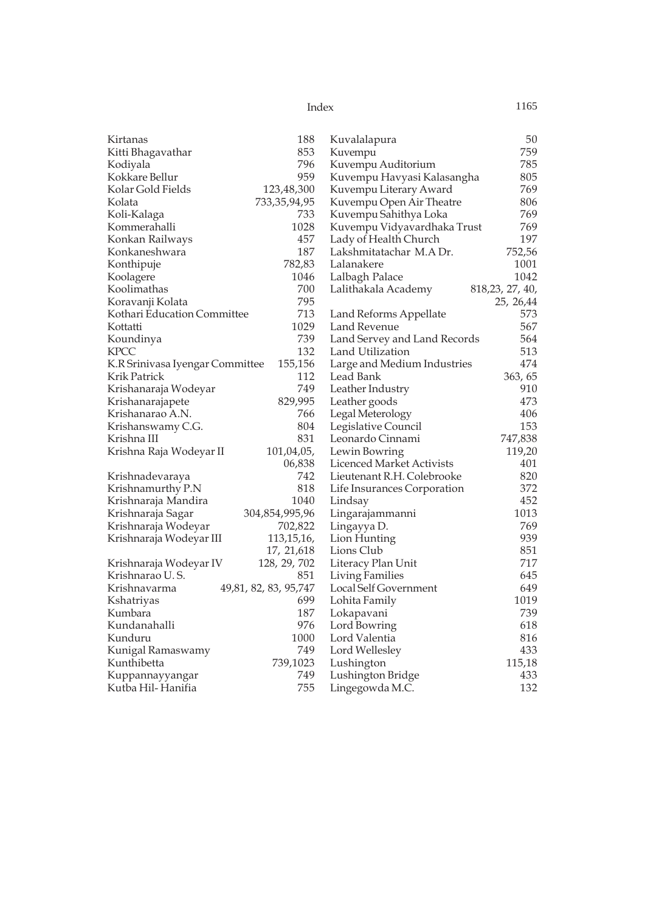Kirtanas 188
Kitti Bhagavathar 853
Kodiyala 796
Kokkare Bellur 959
Kolar Gold Fields 123,48,300
Kolata 733,35,94,95
Koli-Kalaga 733
Kommerahalli 1028
Konkan Railways 457
Konkaneshwara 187
Konthipuje 782,83
Koolagere 1046
Koolimathas 700
Koravanji Kolata 795
Kothari Education Committee 713
Kottatti 1029
Koundinya 739
KPCC 132
K.R Srinivasa Iyengar Committee 155,156
Krik Patrick 112
Krishanaraja Wodeyar 749
Krishanarajapete 829,995
Krishanarao A.N. 766
Krishanswamy C.G. 804
Krishna III 831
Krishna Raja Wodeyar II 101,04,05, 06,838
Krishnadevaraya 742
Krishnamurthy P.N 818
Krishnaraja Mandira 1040
Krishnaraja Sagar 304,854,995,96
Krishnaraja Wodeyar 702,822
Krishnaraja Wodeyar III 113,15,16, 17, 21,618
Krishnaraja Wodeyar IV 128, 29, 702
Krishnarao U. S. 851
Krishnavarma 49,81, 82, 83, 95,747
Kshatriyas 699
Kumbara 187
Kundanahalli 976
Kunduru 1000
Kunigal Ramaswamy 749
Kunthibetta 739,1023
Kuppannayyangar 749
Kutba Hil- Hanifia 755
Kuvalalapura 50
Kuvempu 759
Kuvempu Auditorium 785
Kuvempu Havyasi Kalasangha 805
Kuvempu Literary Award 769
Kuvempu Open Air Theatre 806
Kuvempu Sahithya Loka 769
Kuvempu Vidyavardhaka Trust 769
Lady of Health Church 197
Lakshmitatachar M.A Dr. 752,56
Lalanakere 1001
Lalbagh Palace 1042
Lalithakala Academy 818,23, 27, 40, 25, 26,44
Land Reforms Appellate 573
Land Revenue 567
Land Servey and Land Records 564
Land Utilization 513
Large and Medium Industries 474
Lead Bank 363, 65
Leather Industry 910
Leather goods 473
Legal Meterology 406
Legislative Council 153
Leonardo Cinnami 747,838
Lewin Bowring 119,20
Licenced Market Activists 401
Lieutenant R.H. Colebrooke 820
Life Insurances Corporation 372
Lindsay 452
Lingarajammanni 1013
Lingayya D. 769
Lion Hunting 939
Lions Club 851
Literacy Plan Unit 717
Living Families 645
Local Self Government 649
Lohita Family 1019
Lokapavani 739
Lord Bowring 618
Lord Valentia 816
Lord Wellesley 433
Lushington 115,18
Lushington Bridge 433
Lingegowda M.C. 132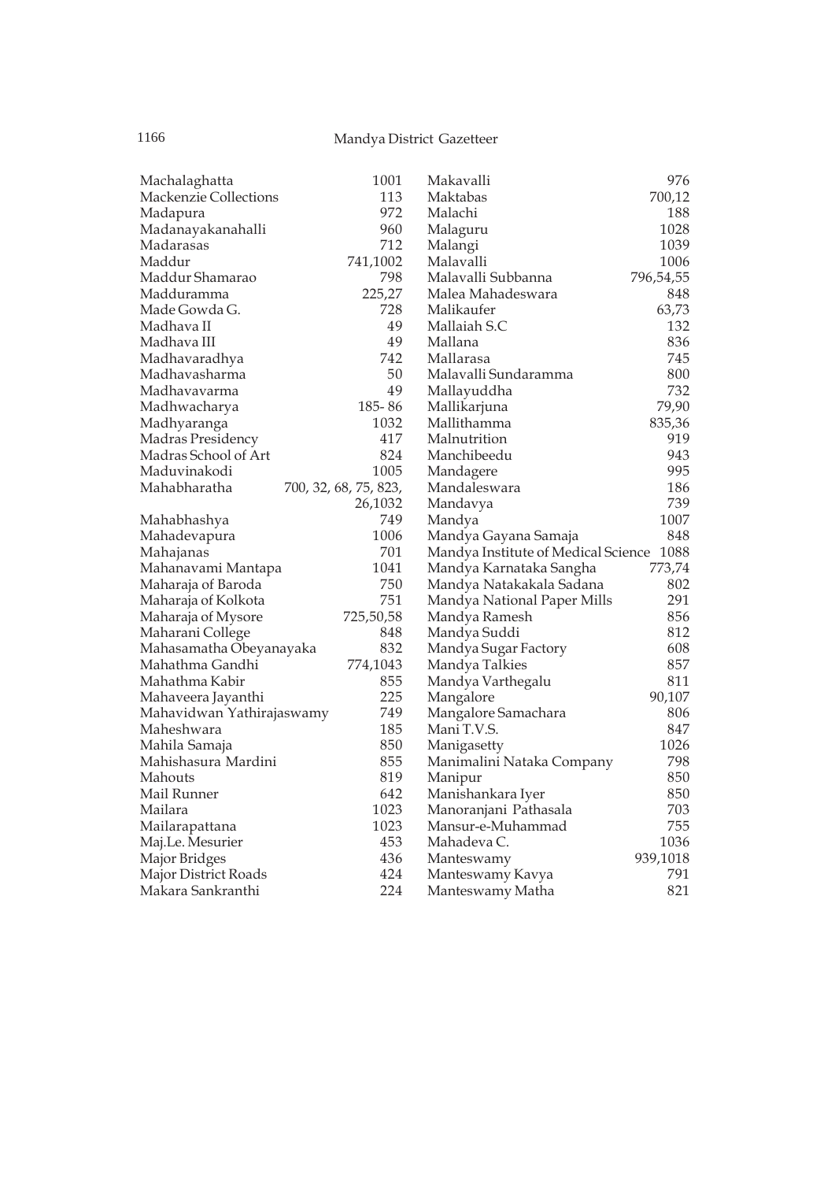Machalaghatta 1001
Mackenzie Collections 113
Madapura 972
Madanayakanahalli 960
Madarasas 712
Maddur 741,1002
Maddur Shamarao 798
Madduramma 225,27
Made Gowda G. 728
Madhava II 49
Madhava III 49
Madhavaradhya 742
Madhavasharma 50
Madhavavarma 49
Madhwacharya 185- 86
Madhyaranga 1032
Madras Presidency 417
Madras School of Art 824
Maduvinakodi 1005
Mahabharatha 700, 32, 68, 75, 823, 26,1032
Mahabhashya 749
Mahadevapura 1006
Mahajanas 701
Mahanavami Mantapa 1041
Maharaja of Baroda 750
Maharaja of Kolkota 751
Maharaja of Mysore 725,50,58
Maharani College 848
Mahasamatha Obeyanayaka 832
Mahathma Gandhi 774,1043
Mahathma Kabir 855
Mahaveera Jayanthi 225
Mahavidwan Yathirajaswamy 749
Maheshwara 185
Mahila Samaja 850
Mahishasura Mardini 855
Mahouts 819
Mail Runner 642
Mailara 1023
Mailarapattana 1023
Maj.Le. Mesurier 453
Major Bridges 436
Major District Roads 424
Makara Sankranthi 224
Makavalli 976
Maktabas 700,12
Malachi 188
Malaguru 1028
Malangi 1039
Malavalli 1006
Malavalli Subbanna 796,54,55
Malea Mahadeswara 848
Malikaufer 63,73
Mallaiah S.C 132
Mallana 836
Mallarasa 745
Malavalli Sundaramma 800
Mallayuddha 732
Mallikarjuna 79,90
Mallithamma 835,36
Malnutrition 919
Manchibeedu 943
Mandagere 995
Mandaleswara 186
Mandavya 739
Mandya 1007
Mandya Gayana Samaja 848
Mandya Institute of Medical Science 1088
Mandya Karnataka Sangha 773,74
Mandya Natakakala Sadana 802
Mandya National Paper Mills 291
Mandya Ramesh 856
Mandya Suddi 812
Mandya Sugar Factory 608
Mandya Talkies 857
Mandya Varthegalu 811
Mangalore 90,107
Mangalore Samachara 806
Mani T.V.S. 847
Manigasetty 1026
Manimalini Nataka Company 798
Manipur 850
Manishankara Iyer 850
Manoranjani Pathasala 703
Mansur-e-Muhammad 755
Mahadeva C. 1036
Manteswamy 939,1018
Manteswamy Kavya 791
Manteswamy Matha 821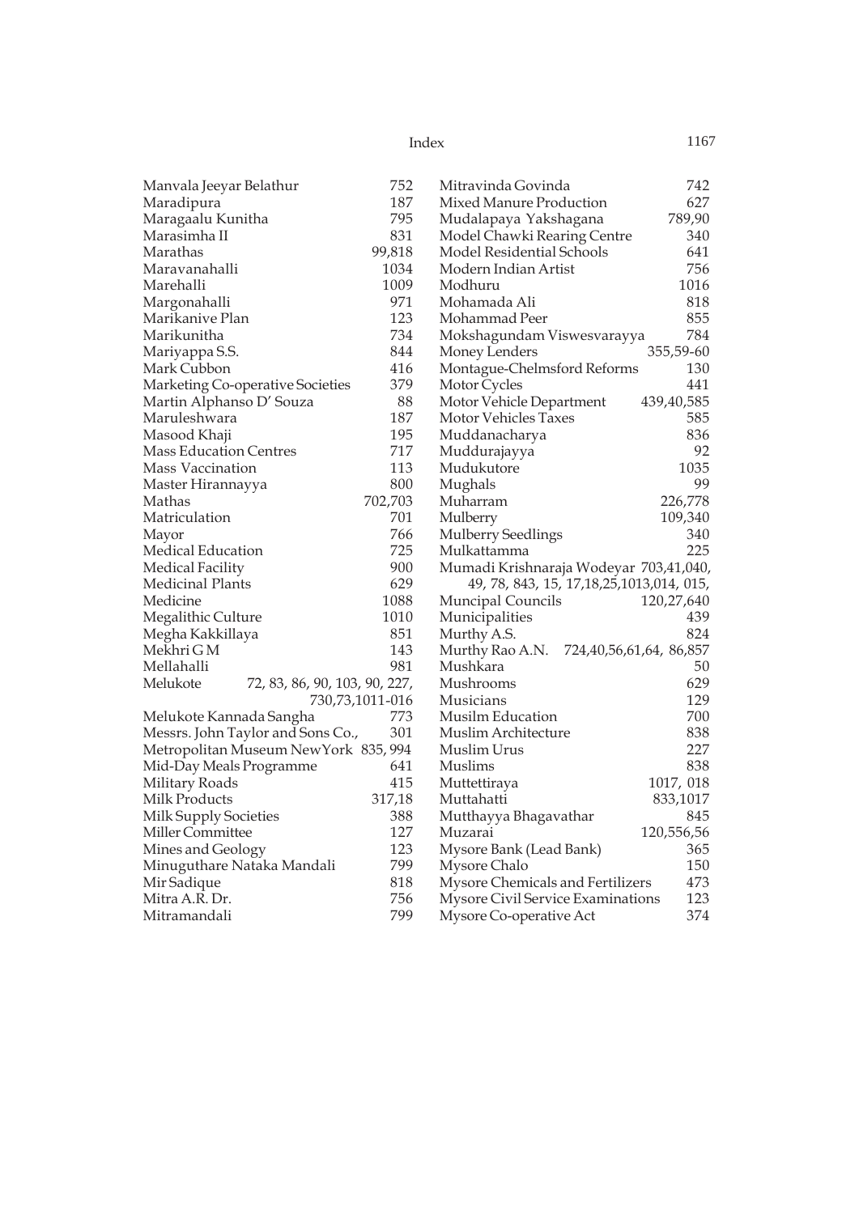Manvala Jeeyar Belathur 752
Maradipura 187
Maragaalu Kunitha 795
Marasimha II 831
Marathas 99,818
Maravanahalli 1034
Marehalli 1009
Margonahalli 971
Marikanive Plan 123
Marikunitha 734
Mariyappa S.S. 844
Mark Cubbon 416
Marketing Co-operative Societies 379
Martin Alphanso D' Souza 88
Maruleshwara 187
Masood Khaji 195
Mass Education Centres 717
Mass Vaccination 113
Master Hirannayya 800
Mathas 702,703
Matriculation 701
Mayor 766
Medical Education 725
Medical Facility 900
Medicinal Plants 629
Medicine 1088
Megalithic Culture 1010
Megha Kakkillaya 851
Mekhri G M 143
Mellahalli 981
Melukote 72, 83, 86, 90, 103, 90, 227, 730,73,1011-016
Melukote Kannada Sangha 773
Messrs. John Taylor and Sons Co., 301
Metropolitan Museum NewYork 835, 994
Mid-Day Meals Programme 641
Military Roads 415
Milk Products 317,18
Milk Supply Societies 388
Miller Committee 127
Mines and Geology 123
Minuguthare Nataka Mandali 799
Mir Sadique 818
Mitra A.R. Dr. 756
Mitramandali 799
Mitravinda Govinda 742
Mixed Manure Production 627
Mudalapaya Yakshagana 789,90
Model Chawki Rearing Centre 340
Model Residential Schools 641
Modern Indian Artist 756
Modhuru 1016
Mohamada Ali 818
Mohammad Peer 855
Mokshagundam Viswesvarayya 784
Money Lenders 355,59-60
Montague-Chelmsford Reforms 130
Motor Cycles 441
Motor Vehicle Department 439,40,585
Motor Vehicles Taxes 585
Muddanacharya 836
Muddurajayya 92
Mudukutore 1035
Mughals 99
Muharram 226,778
Mulberry 109,340
Mulberry Seedlings 340
Mulkattamma 225
Mumadi Krishnaraja Wodeyar 703,41,040, 49, 78, 843, 15, 17,18,25,1013,014, 015,
Muncipal Councils 120,27,640
Municipalities 439
Murthy A.S. 824
Murthy Rao A.N. 724,40,56,61,64, 86,857
Mushkara 50
Mushrooms 629
Musicians 129
Musilm Education 700
Muslim Architecture 838
Muslim Urus 227
Muslims 838
Muttettiraya 1017, 018
Muttahatti 833,1017
Mutthayya Bhagavathar 845
Muzarai 120,556,56
Mysore Bank (Lead Bank) 365
Mysore Chalo 150
Mysore Chemicals and Fertilizers 473
Mysore Civil Service Examinations 123
Mysore Co-operative Act 374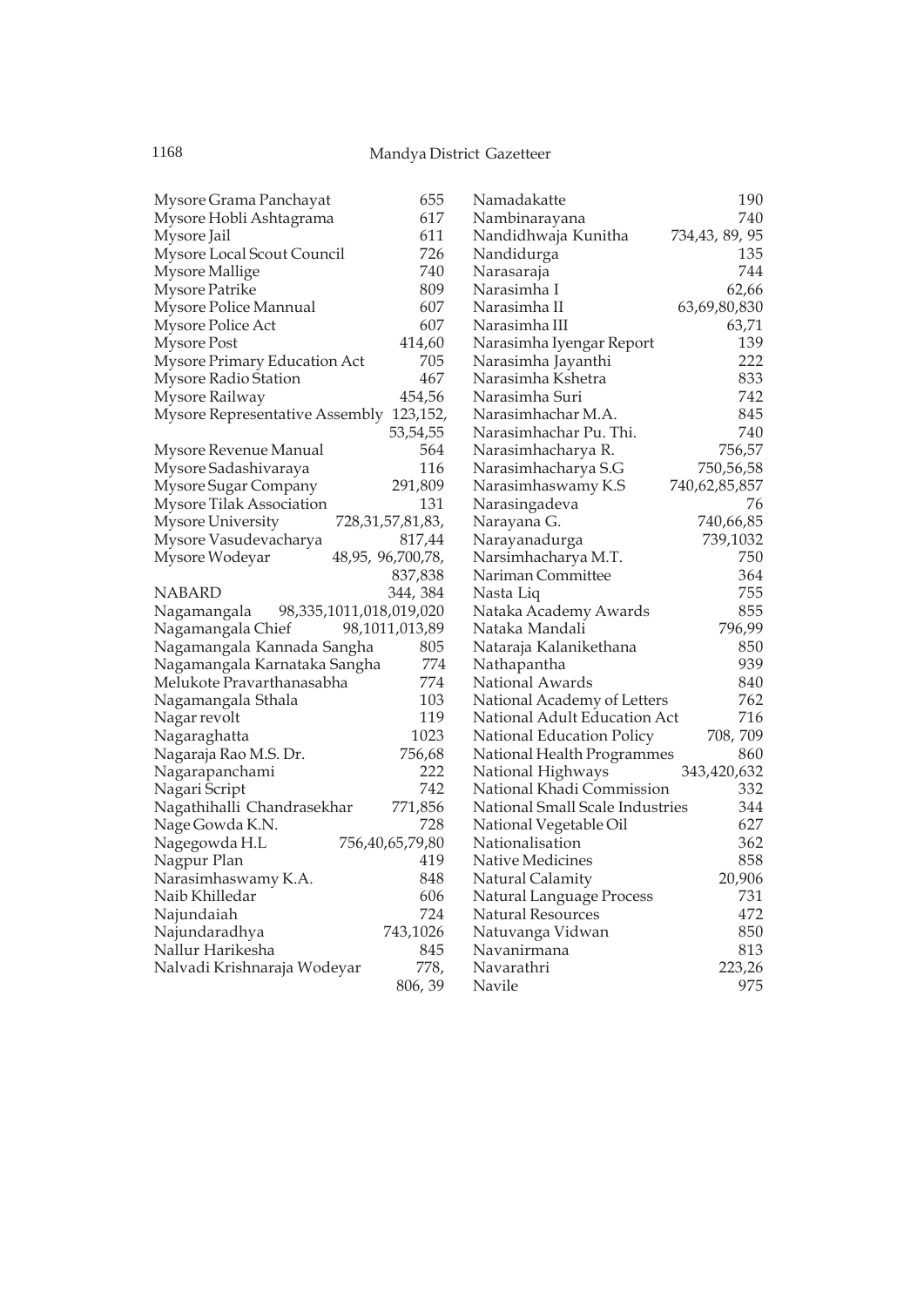Mysore Grama Panchayat 655
Mysore Hobli Ashtagrama 617
Mysore Jail 611
Mysore Local Scout Council 726
Mysore Mallige 740
Mysore Patrike 809
Mysore Police Mannual 607
Mysore Police Act 607
Mysore Post 414,60
Mysore Primary Education Act 705
Mysore Radio Station 467
Mysore Railway 454,56
Mysore Representative Assembly 123,152, 53,54,55
Mysore Revenue Manual 564
Mysore Sadashivaraya 116
Mysore Sugar Company 291,809
Mysore Tilak Association 131
Mysore University 728,31,57,81,83,
Mysore Vasudevacharya 817,44
Mysore Wodeyar 48,95, 96,700,78, 837,838
NABARD 344, 384
Nagamangala 98,335,1011,018,019,020
Nagamangala Chief 98,1011,013,89
Nagamangala Kannada Sangha 805
Nagamangala Karnataka Sangha 774
Melukote Pravarthanasabha 774
Nagamangala Sthala 103
Nagar revolt 119
Nagaraghatta 1023
Nagaraja Rao M.S. Dr. 756,68
Nagarapanchami 222
Nagari Script 742
Nagathihalli Chandrasekhar 771,856
Nage Gowda K.N. 728
Nagegowda H.L 756,40,65,79,80
Nagpur Plan 419
Narasimhaswamy K.A. 848
Naib Khilledar 606
Najundaiah 724
Najundaradhya 743,1026
Nallur Harikesha 845
Nalvadi Krishnaraja Wodeyar 778, 806, 39
Namadakatte 190
Nambinarayana 740
Nandidhwaja Kunitha 734,43, 89, 95
Nandidurga 135
Narasaraja 744
Narasimha I 62,66
Narasimha II 63,69,80,830
Narasimha III 63,71
Narasimha Iyengar Report 139
Narasimha Jayanthi 222
Narasimha Kshetra 833
Narasimha Suri 742
Narasimhachar M.A. 845
Narasimhachar Pu. Thi. 740
Narasimhacharya R. 756,57
Narasimhacharya S.G 750,56,58
Narasimhaswamy K.S 740,62,85,857
Narasingadeva 76
Narayana G. 740,66,85
Narayanadurga 739,1032
Narsimhacharya M.T. 750
Nariman Committee 364
Nasta Liq 755
Nataka Academy Awards 855
Nataka Mandali 796,99
Nataraja Kalanikethana 850
Nathapantha 939
National Awards 840
National Academy of Letters 762
National Adult Education Act 716
National Education Policy 708, 709
National Health Programmes 860
National Highways 343,420,632
National Khadi Commission 332
National Small Scale Industries 344
National Vegetable Oil 627
Nationalisation 362
Native Medicines 858
Natural Calamity 20,906
Natural Language Process 731
Natural Resources 472
Natuvanga Vidwan 850
Navanirmana 813
Navarathri 223,26
Navile 975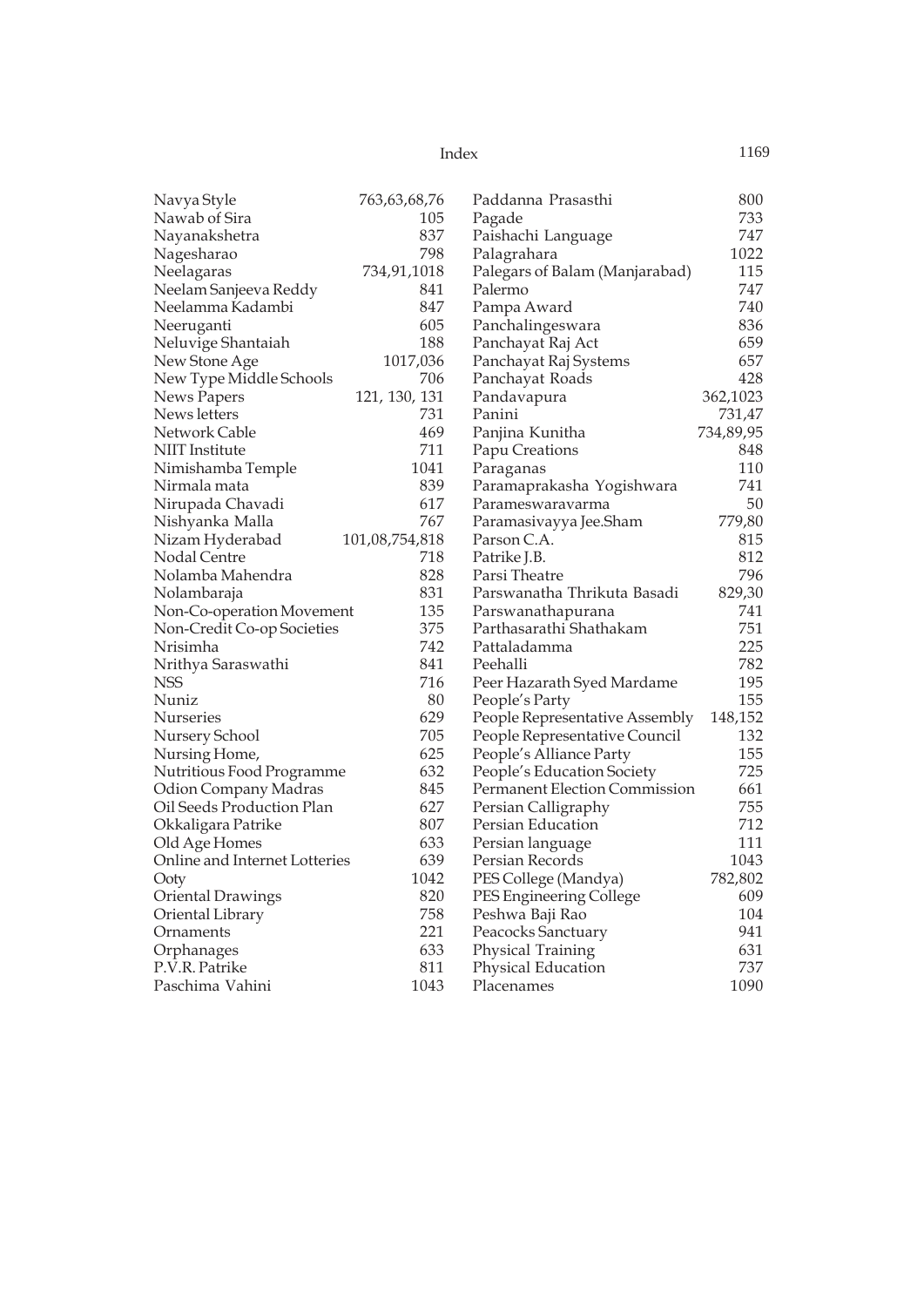| | |
|---|---|
| Navya Style | 763,63,68,76 |
| Nawab of Sira | 105 |
| Nayanakshetra | 837 |
| Nagesharao | 798 |
| Neelagaras | 734,91,1018 |
| Neelam Sanjeeva Reddy | 841 |
| Neelamma Kadambi | 847 |
| Neeruganti | 605 |
| Neluvige Shantaiah | 188 |
| New Stone Age | 1017,036 |
| New Type Middle Schools | 706 |
| News Papers | 121, 130, 131 |
| News letters | 731 |
| Network Cable | 469 |
| NIIT Institute | 711 |
| Nimishamba Temple | 1041 |
| Nirmala mata | 839 |
| Nirupada Chavadi | 617 |
| Nishyanka Malla | 767 |
| Nizam Hyderabad | 101,08,754,818 |
| Nodal Centre | 718 |
| Nolamba Mahendra | 828 |
| Nolambaraja | 831 |
| Non-Co-operation Movement | 135 |
| Non-Credit Co-op Societies | 375 |
| Nrisimha | 742 |
| Nrithya Saraswathi | 841 |
| NSS | 716 |
| Nuniz | 80 |
| Nurseries | 629 |
| Nursery School | 705 |
| Nursing Home, | 625 |
| Nutritious Food Programme | 632 |
| Odion Company Madras | 845 |
| Oil Seeds Production Plan | 627 |
| Okkaligara Patrike | 807 |
| Old Age Homes | 633 |
| Online and Internet Lotteries | 639 |
| Ooty | 1042 |
| Oriental Drawings | 820 |
| Oriental Library | 758 |
| Ornaments | 221 |
| Orphanages | 633 |
| P.V.R. Patrike | 811 |
| Paschima Vahini | 1043 |
| Paddanna Prasasthi | 800 |
| Pagade | 733 |
| Paishachi Language | 747 |
| Palagrahara | 1022 |
| Palegars of Balam (Manjarabad) | 115 |
| Palermo | 747 |
| Pampa Award | 740 |
| Panchalingeswara | 836 |
| Panchayat Raj Act | 659 |
| Panchayat Raj Systems | 657 |
| Panchayat Roads | 428 |
| Pandavapura | 362,1023 |
| Panini | 731,47 |
| Panjina Kunitha | 734,89,95 |
| Papu Creations | 848 |
| Paraganas | 110 |
| Paramaprakasha Yogishwara | 741 |
| Parameswaravarma | 50 |
| Paramasivayya Jee.Sham | 779,80 |
| Parson C.A. | 815 |
| Patrike J.B. | 812 |
| Parsi Theatre | 796 |
| Parswanatha Thrikuta Basadi | 829,30 |
| Parswanathapurana | 741 |
| Parthasarathi Shathakam | 751 |
| Pattaladamma | 225 |
| Peehalli | 782 |
| Peer Hazarath Syed Mardame | 195 |
| People's Party | 155 |
| People Representative Assembly | 148,152 |
| People Representative Council | 132 |
| People's Alliance Party | 155 |
| People's Education Society | 725 |
| Permanent Election Commission | 661 |
| Persian Calligraphy | 755 |
| Persian Education | 712 |
| Persian language | 111 |
| Persian Records | 1043 |
| PES College (Mandya) | 782,802 |
| PES Engineering College | 609 |
| Peshwa Baji Rao | 104 |
| Peacocks Sanctuary | 941 |
| Physical Training | 631 |
| Physical Education | 737 |
| Placenames | 1090 |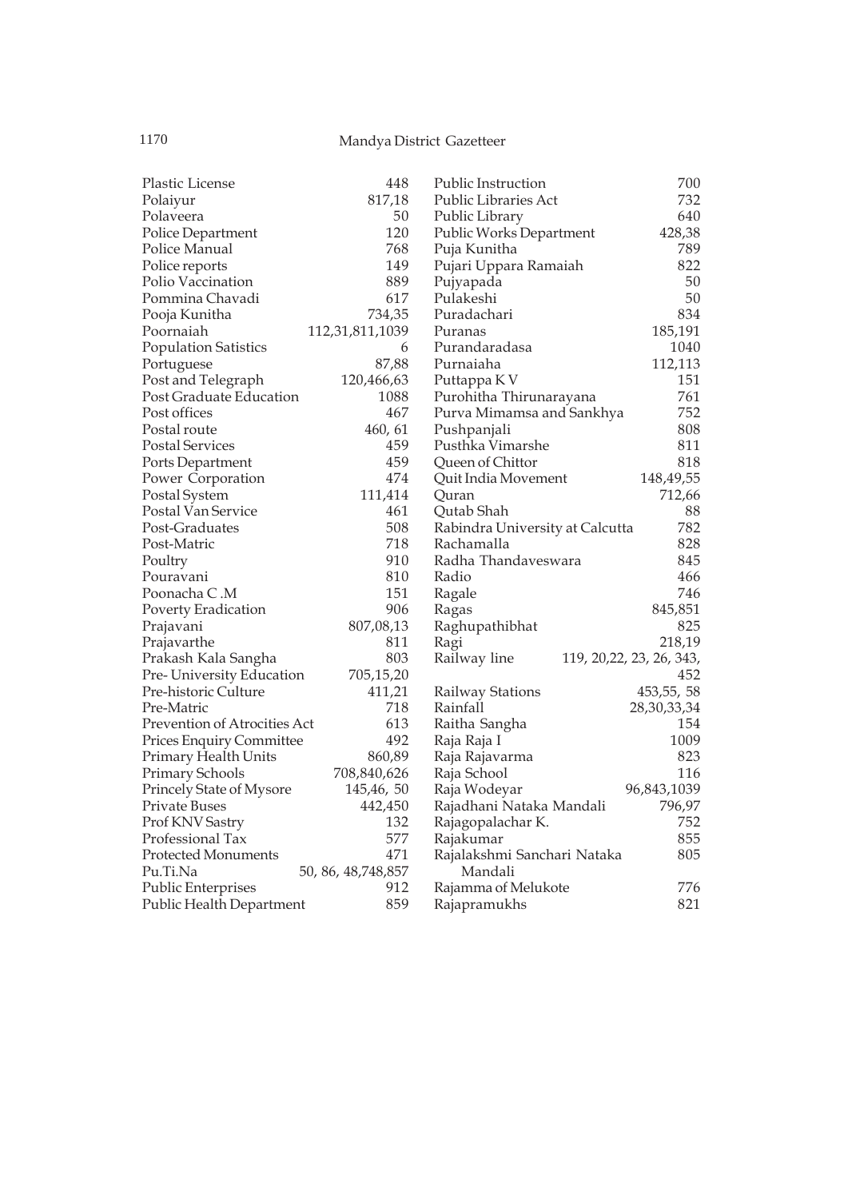| | |
|---|---|
| Plastic License | 448 |
| Polaiyur | 817,18 |
| Polaveera | 50 |
| Police Department | 120 |
| Police Manual | 768 |
| Police reports | 149 |
| Polio Vaccination | 889 |
| Pommina Chavadi | 617 |
| Pooja Kunitha | 734,35 |
| Poornaiah | 112,31,811,1039 |
| Population Satistics | 6 |
| Portuguese | 87,88 |
| Post and Telegraph | 120,466,63 |
| Post Graduate Education | 1088 |
| Post offices | 467 |
| Postal route | 460, 61 |
| Postal Services | 459 |
| Ports Department | 459 |
| Power Corporation | 474 |
| Postal System | 111,414 |
| Postal Van Service | 461 |
| Post-Graduates | 508 |
| Post-Matric | 718 |
| Poultry | 910 |
| Pouravani | 810 |
| Poonacha C .M | 151 |
| Poverty Eradication | 906 |
| Prajavani | 807,08,13 |
| Prajavarthe | 811 |
| Prakash Kala Sangha | 803 |
| Pre- University Education | 705,15,20 |
| Pre-historic Culture | 411,21 |
| Pre-Matric | 718 |
| Prevention of Atrocities Act | 613 |
| Prices Enquiry Committee | 492 |
| Primary Health Units | 860,89 |
| Primary Schools | 708,840,626 |
| Princely State of Mysore | 145,46, 50 |
| Private Buses | 442,450 |
| Prof KNV Sastry | 132 |
| Professional Tax | 577 |
| Protected Monuments | 471 |
| Pu.Ti.Na | 50, 86, 48,748,857 |
| Public Enterprises | 912 |
| Public Health Department | 859 |
| Public Instruction | 700 |
| Public Libraries Act | 732 |
| Public Library | 640 |
| Public Works Department | 428,38 |
| Puja Kunitha | 789 |
| Pujari Uppara Ramaiah | 822 |
| Pujyapada | 50 |
| Pulakeshi | 50 |
| Puradachari | 834 |
| Puranas | 185,191 |
| Purandaradasa | 1040 |
| Purnaiaha | 112,113 |
| Puttappa K V | 151 |
| Purohitha Thirunarayana | 761 |
| Purva Mimamsa and Sankhya | 752 |
| Pushpanjali | 808 |
| Pusthka Vimarshe | 811 |
| Queen of Chittor | 818 |
| Quit India Movement | 148,49,55 |
| Quran | 712,66 |
| Qutab Shah | 88 |
| Rabindra University at Calcutta | 782 |
| Rachamalla | 828 |
| Radha Thandaveswara | 845 |
| Radio | 466 |
| Ragale | 746 |
| Ragas | 845,851 |
| Raghupathibhat | 825 |
| Ragi | 218,19 |
| Railway line | 119, 20,22, 23, 26, 343, 452 |
| Railway Stations | 453,55, 58 |
| Rainfall | 28,30,33,34 |
| Raitha Sangha | 154 |
| Raja Raja I | 1009 |
| Raja Rajavarma | 823 |
| Raja School | 116 |
| Raja Wodeyar | 96,843,1039 |
| Rajadhani Nataka Mandali | 796,97 |
| Rajagopalachar K. | 752 |
| Rajakumar | 855 |
| Rajalakshmi Sanchari Nataka Mandali | 805 |
| Rajamma of Melukote | 776 |
| Rajapramukhs | 821 |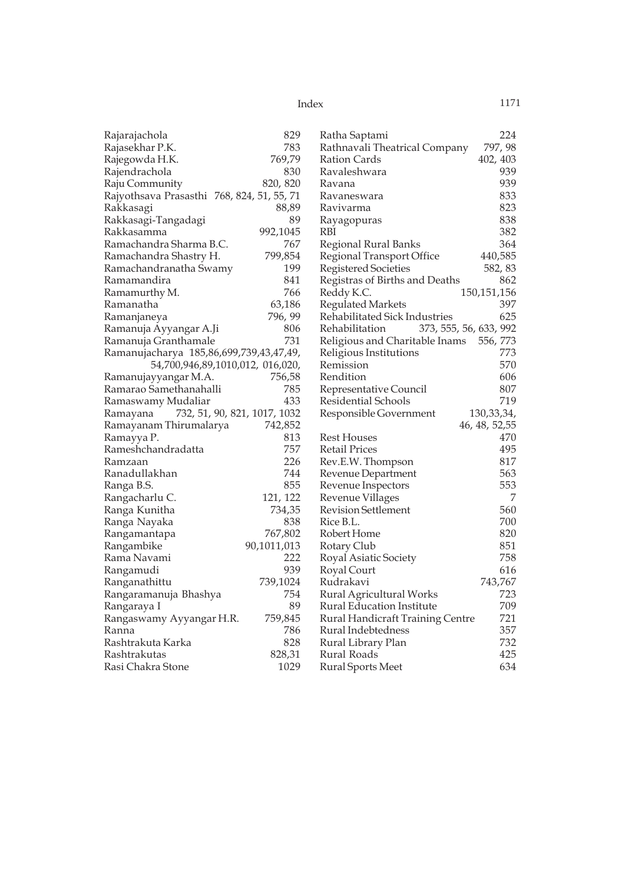Rajarajachola 829
Rajasekhar P.K. 783
Rajegowda H.K. 769,79
Rajendrachola 830
Raju Community 820, 820
Rajyothsava Prasasthi 768, 824, 51, 55, 71
Rakkasagi 88,89
Rakkasagi-Tangadagi 89
Rakkasamma 992,1045
Ramachandra Sharma B.C. 767
Ramachandra Shastry H. 799,854
Ramachandranatha Swamy 199
Ramamandira 841
Ramamurthy M. 766
Ramanatha 63,186
Ramanjaneya 796, 99
Ramanuja Ayyangar A.Ji 806
Ramanuja Granthamale 731
Ramanujacharya 185,86,699,739,43,47,49, 54,700,946,89,1010,012, 016,020,
Ramanujayyangar M.A. 756,58
Ramarao Samethanahalli 785
Ramaswamy Mudaliar 433
Ramayana 732, 51, 90, 821, 1017, 1032
Ramayanam Thirumalarya 742,852
Ramayya P. 813
Rameshchandradatta 757
Ramzaan 226
Ranadullakhan 744
Ranga B.S. 855
Rangacharlu C. 121, 122
Ranga Kunitha 734,35
Ranga Nayaka 838
Rangamantapa 767,802
Rangambike 90,1011,013
Rama Navami 222
Rangamudi 939
Ranganathittu 739,1024
Rangaramanuja Bhashya 754
Rangaraya I 89
Rangaswamy Ayyangar H.R. 759,845
Ranna 786
Rashtrakuta Karka 828
Rashtrakutas 828,31
Rasi Chakra Stone 1029
Ratha Saptami 224
Rathnavali Theatrical Company 797, 98
Ration Cards 402, 403
Ravaleshwara 939
Ravana 939
Ravaneswara 833
Ravivarma 823
Rayagopuras 838
RBI 382
Regional Rural Banks 364
Regional Transport Office 440,585
Registered Societies 582, 83
Registras of Births and Deaths 862
Reddy K.C. 150,151,156
Regulated Markets 397
Rehabilitated Sick Industries 625
Rehabilitation 373, 555, 56, 633, 992
Religious and Charitable Inams 556, 773
Religious Institutions 773
Remission 570
Rendition 606
Representative Council 807
Residential Schools 719
Responsible Government 130,33,34, 46, 48, 52,55
Rest Houses 470
Retail Prices 495
Rev.E.W. Thompson 817
Revenue Department 563
Revenue Inspectors 553
Revenue Villages 7
Revision Settlement 560
Rice B.L. 700
Robert Home 820
Rotary Club 851
Royal Asiatic Society 758
Royal Court 616
Rudrakavi 743,767
Rural Agricultural Works 723
Rural Education Institute 709
Rural Handicraft Training Centre 721
Rural Indebtedness 357
Rural Library Plan 732
Rural Roads 425
Rural Sports Meet 634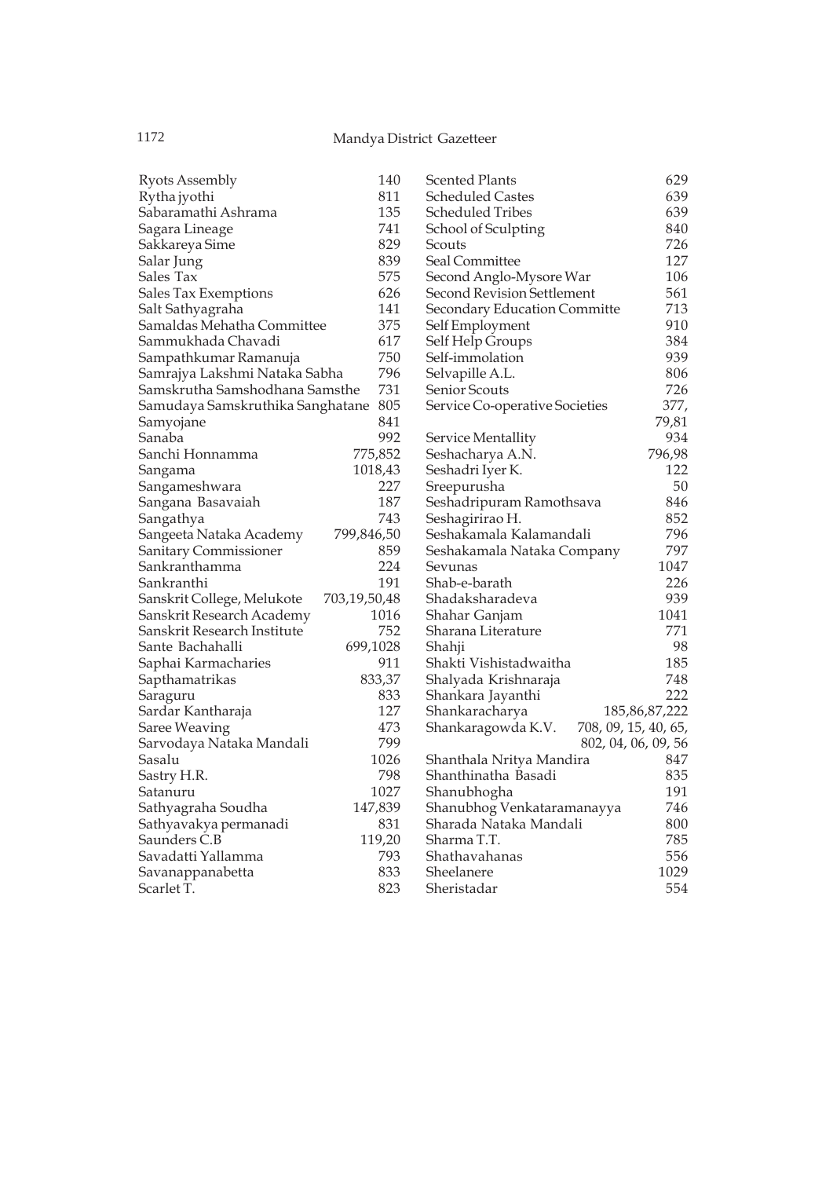Ryots Assembly 140
Rytha jyothi 811
Sabaramathi Ashrama 135
Sagara Lineage 741
Sakkareya Sime 829
Salar Jung 839
Sales Tax 575
Sales Tax Exemptions 626
Salt Sathyagraha 141
Samaldas Mehatha Committee 375
Sammukhada Chavadi 617
Sampathkumar Ramanuja 750
Samrajya Lakshmi Nataka Sabha 796
Samskrutha Samshodhana Samsthe 731
Samudaya Samskruthika Sanghatane 805
Samyojane 841
Sanaba 992
Sanchi Honnamma 775,852
Sangama 1018,43
Sangameshwara 227
Sangana Basavaiah 187
Sangathya 743
Sangeeta Nataka Academy 799,846,50
Sanitary Commissioner 859
Sankranthamma 224
Sankranthi 191
Sanskrit College, Melukote 703,19,50,48
Sanskrit Research Academy 1016
Sanskrit Research Institute 752
Sante Bachahalli 699,1028
Saphai Karmacharies 911
Sapthamatrikas 833,37
Saraguru 833
Sardar Kantharaja 127
Saree Weaving 473
Sarvodaya Nataka Mandali 799
Sasalu 1026
Sastry H.R. 798
Satanuru 1027
Sathyagraha Soudha 147,839
Sathyavakya permanadi 831
Saunders C.B 119,20
Savadatti Yallamma 793
Savanappanabetta 833
Scarlet T. 823
Scented Plants 629
Scheduled Castes 639
Scheduled Tribes 639
School of Sculpting 840
Scouts 726
Seal Committee 127
Second Anglo-Mysore War 106
Second Revision Settlement 561
Secondary Education Committe 713
Self Employment 910
Self Help Groups 384
Self-immolation 939
Selvapille A.L. 806
Senior Scouts 726
Service Co-operative Societies 377, 79,81
Service Mentallity 934
Seshacharya A.N. 796,98
Seshadri Iyer K. 122
Sreepurusha 50
Seshadripuram Ramothsava 846
Seshagirirao H. 852
Seshakamala Kalamandali 796
Seshakamala Nataka Company 797
Sevunas 1047
Shab-e-barath 226
Shadaksharadeva 939
Shahar Ganjam 1041
Sharana Literature 771
Shahji 98
Shakti Vishistadwaitha 185
Shalyada Krishnaraja 748
Shankara Jayanthi 222
Shankaracharya 185,86,87,222
Shankaragowda K.V. 708, 09, 15, 40, 65, 802, 04, 06, 09, 56
Shanthala Nritya Mandira 847
Shanthinatha Basadi 835
Shanubhogha 191
Shanubhog Venkataramanayya 746
Sharada Nataka Mandali 800
Sharma T.T. 785
Shathavahanas 556
Sheelanere 1029
Sheristadar 554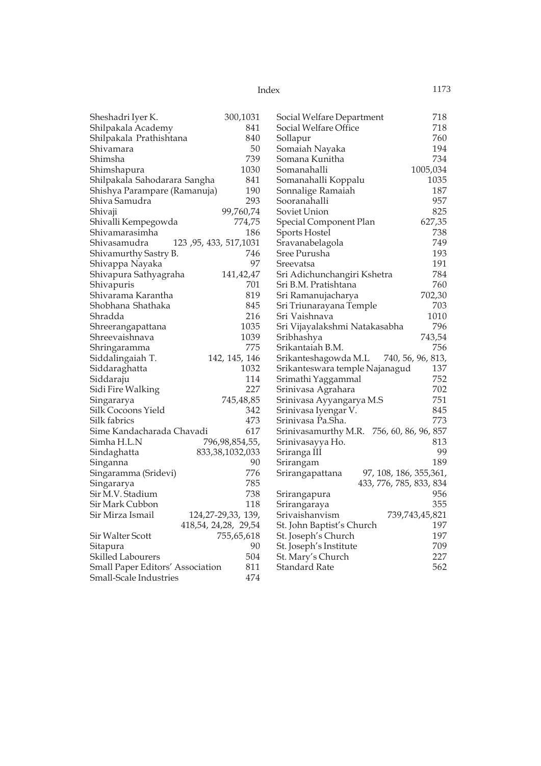Sheshadri Iyer K. 300,1031
Shilpakala Academy 841
Shilpakala Prathishtana 840
Shivamara 50
Shimsha 739
Shimshapura 1030
Shilpakala Sahodarara Sangha 841
Shishya Parampare (Ramanuja) 190
Shiva Samudra 293
Shivaji 99,760,74
Shivalli Kempegowda 774,75
Shivamarasimha 186
Shivasamudra 123 ,95, 433, 517,1031
Shivamurthy Sastry B. 746
Shivappa Nayaka 97
Shivapura Sathyagraha 141,42,47
Shivapuris 701
Shivarama Karantha 819
Shobhana Shathaka 845
Shradda 216
Shreerangapattana 1035
Shreevaishnava 1039
Shringaramma 775
Siddalingaiah T. 142, 145, 146
Siddaraghatta 1032
Siddaraju 114
Sidi Fire Walking 227
Singararya 745,48,85
Silk Cocoons Yield 342
Silk fabrics 473
Sime Kandacharada Chavadi 617
Simha H.L.N 796,98,854,55,
Sindaghatta 833,38,1032,033
Singanna 90
Singaramma (Sridevi) 776
Singararya 785
Sir M.V. Stadium 738
Sir Mark Cubbon 118
Sir Mirza Ismail 124,27-29,33, 139, 418,54, 24,28, 29,54
Sir Walter Scott 755,65,618
Sitapura 90
Skilled Labourers 504
Small Paper Editors' Association 811
Small-Scale Industries 474
Social Welfare Department 718
Social Welfare Office 718
Sollapur 760
Somaiah Nayaka 194
Somana Kunitha 734
Somanahalli 1005,034
Somanahalli Koppalu 1035
Sonnalige Ramaiah 187
Sooranahalli 957
Soviet Union 825
Special Component Plan 627,35
Sports Hostel 738
Sravanabelagola 749
Sree Purusha 193
Sreevatsa 191
Sri Adichunchangiri Kshetra 784
Sri B.M. Pratishtana 760
Sri Ramanujacharya 702,30
Sri Triunarayana Temple 703
Sri Vaishnava 1010
Sri Vijayalakshmi Natakasabha 796
Sribhashya 743,54
Srikantaiah B.M. 756
Srikanteshagowda M.L 740, 56, 96, 813,
Srikanteswara temple Najanagud 137
Srimathi Yaggammal 752
Srinivasa Agrahara 702
Srinivasa Ayyangarya M.S 751
Srinivasa Iyengar V. 845
Srinivasa Pa.Sha. 773
Srinivasamurthy M.R. 756, 60, 86, 96, 857
Srinivasayya Ho. 813
Sriranga III 99
Srirangam 189
Srirangapattana 97, 108, 186, 355,361, 433, 776, 785, 833, 834
Srirangapura 956
Srirangaraya 355
Srivaishanvism 739,743,45,821
St. John Baptist's Church 197
St. Joseph's Church 197
St. Joseph's Institute 709
St. Mary's Church 227
Standard Rate 562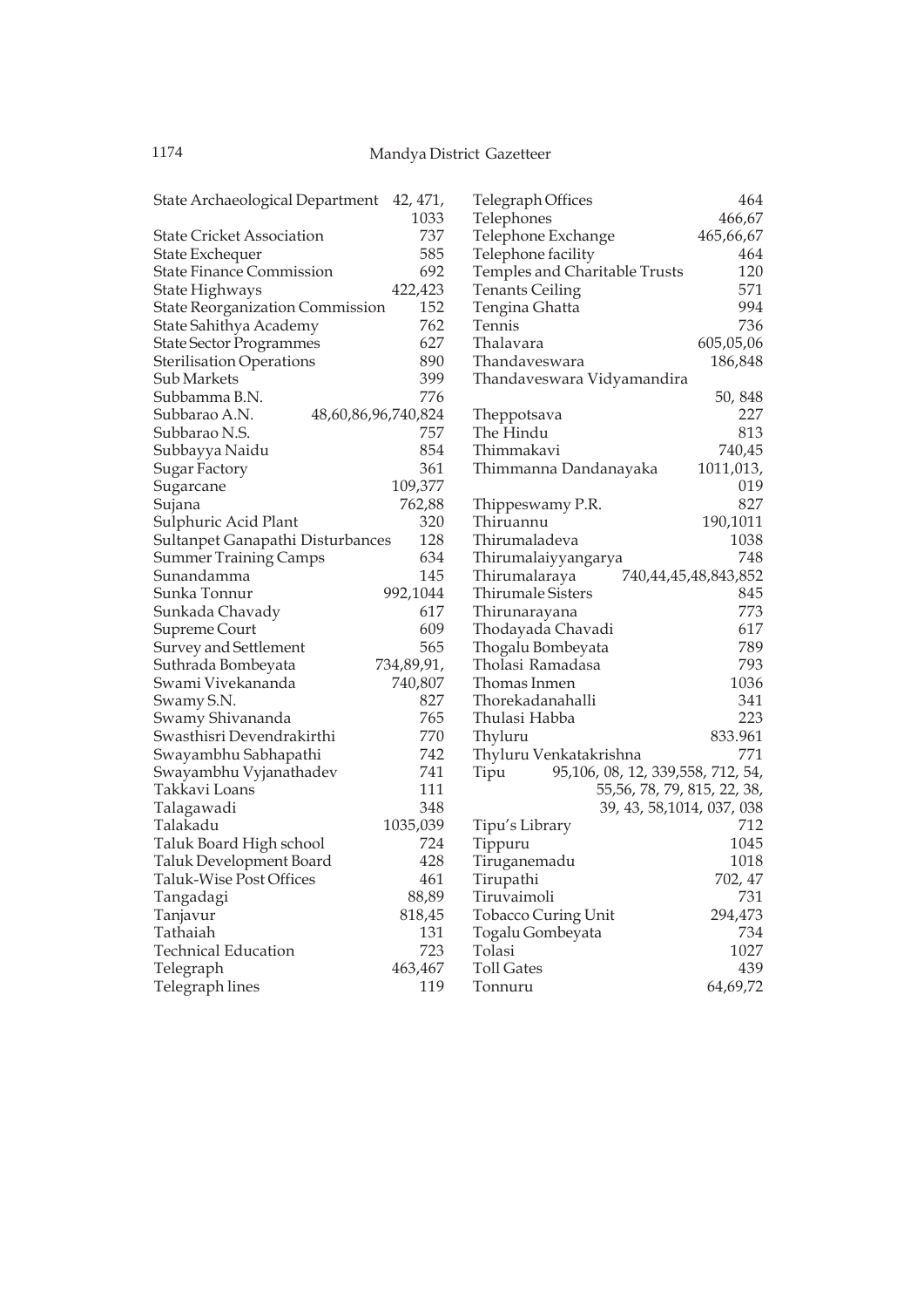State Archaeological Department 42, 471, 1033
State Cricket Association 737
State Exchequer 585
State Finance Commission 692
State Highways 422,423
State Reorganization Commission 152
State Sahithya Academy 762
State Sector Programmes 627
Sterilisation Operations 890
Sub Markets 399
Subbamma B.N. 776
Subbarao A.N. 48,60,86,96,740,824
Subbarao N.S. 757
Subbayya Naidu 854
Sugar Factory 361
Sugarcane 109,377
Sujana 762,88
Sulphuric Acid Plant 320
Sultanpet Ganapathi Disturbances 128
Summer Training Camps 634
Sunandamma 145
Sunka Tonnur 992,1044
Sunkada Chavady 617
Supreme Court 609
Survey and Settlement 565
Suthrada Bombeyata 734,89,91,
Swami Vivekananda 740,807
Swamy S.N. 827
Swamy Shivananda 765
Swasthisri Devendrakirthi 770
Swayambhu Sabhapathi 742
Swayambhu Vyjanathadev 741
Takkavi Loans 111
Talagawadi 348
Talakadu 1035,039
Taluk Board High school 724
Taluk Development Board 428
Taluk-Wise Post Offices 461
Tangadagi 88,89
Tanjavur 818,45
Tathaiah 131
Technical Education 723
Telegraph 463,467
Telegraph lines 119
Telegraph Offices 464
Telephones 466,67
Telephone Exchange 465,66,67
Telephone facility 464
Temples and Charitable Trusts 120
Tenants Ceiling 571
Tengina Ghatta 994
Tennis 736
Thalavara 605,05,06
Thandaveswara 186,848
Thandaveswara Vidyamandira 50, 848
Theppotsava 227
The Hindu 813
Thimmakavi 740,45
Thimmanna Dandanayaka 1011,013, 019
Thippeswamy P.R. 827
Thiruannu 190,1011
Thirumaladeva 1038
Thirumalaiyyangarya 748
Thirumalaraya 740,44,45,48,843,852
Thirumale Sisters 845
Thirunarayana 773
Thodayada Chavadi 617
Thogalu Bombeyata 789
Tholasi Ramadasa 793
Thomas Inmen 1036
Thorekadanahalli 341
Thulasi Habba 223
Thyluru 833.961
Thyluru Venkatakrishna 771
Tipu 95,106, 08, 12, 339,558, 712, 54, 55,56, 78, 79, 815, 22, 38, 39, 43, 58,1014, 037, 038
Tipu's Library 712
Tippuru 1045
Tiruganemadu 1018
Tirupathi 702, 47
Tiruvaimoli 731
Tobacco Curing Unit 294,473
Togalu Gombeyata 734
Tolasi 1027
Toll Gates 439
Tonnuru 64,69,72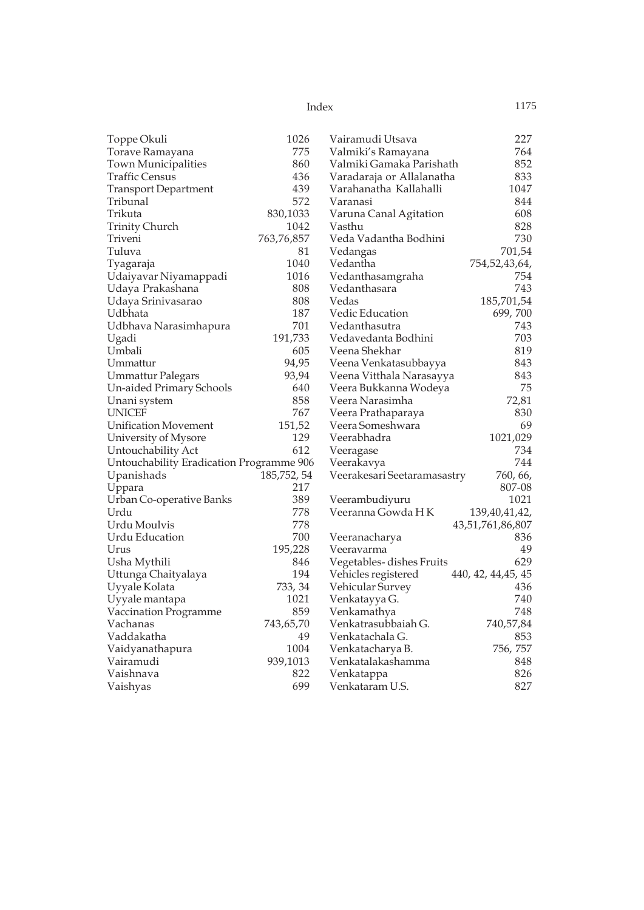Toppe Okuli 1026
Torave Ramayana 775
Town Municipalities 860
Traffic Census 436
Transport Department 439
Tribunal 572
Trikuta 830,1033
Trinity Church 1042
Triveni 763,76,857
Tuluva 81
Tyagaraja 1040
Udaiyavar Niyamappadi 1016
Udaya Prakashana 808
Udaya Srinivasarao 808
Udbhata 187
Udbhava Narasimhapura 701
Ugadi 191,733
Umbali 605
Ummattur 94,95
Ummattur Palegars 93,94
Un-aided Primary Schools 640
Unani system 858
UNICEF 767
Unification Movement 151,52
University of Mysore 129
Untouchability Act 612
Untouchability Eradication Programme 906
Upanishads 185,752, 54
Uppara 217
Urban Co-operative Banks 389
Urdu 778
Urdu Moulvis 778
Urdu Education 700
Urus 195,228
Usha Mythili 846
Uttunga Chaityalaya 194
Uyyale Kolata 733, 34
Uyyale mantapa 1021
Vaccination Programme 859
Vachanas 743,65,70
Vaddakatha 49
Vaidyanathapura 1004
Vairamudi 939,1013
Vaishnava 822
Vaishyas 699
Vairamudi Utsava 227
Valmiki's Ramayana 764
Valmiki Gamaka Parishath 852
Varadaraja or Allalanatha 833
Varahanatha Kallahalli 1047
Varanasi 844
Varuna Canal Agitation 608
Vasthu 828
Veda Vadantha Bodhini 730
Vedangas 701,54
Vedantha 754,52,43,64,
Vedanthasamgraha 754
Vedanthasara 743
Vedas 185,701,54
Vedic Education 699, 700
Vedanthasutra 743
Vedavedanta Bodhini 703
Veena Shekhar 819
Veena Venkatasubbayya 843
Veena Vitthala Narasayya 843
Veera Bukkanna Wodeya 75
Veera Narasimha 72,81
Veera Prathaparaya 830
Veera Someshwara 69
Veerabhadra 1021,029
Veeragase 734
Veerakavya 744
Veerakesari Seetaramasastry 760, 66, 807-08
Veerambudiyuru 1021
Veeranna Gowda H K 139,40,41,42, 43,51,761,86,807
Veeranacharya 836
Veeravarma 49
Vegetables- dishes Fruits 629
Vehicles registered 440, 42, 44,45, 45
Vehicular Survey 436
Venkatayya G. 740
Venkamathya 748
Venkatrasubbaiah G. 740,57,84
Venkatachala G. 853
Venkatacharya B. 756, 757
Venkatalakashamma 848
Venkatappa 826
Venkataram U.S. 827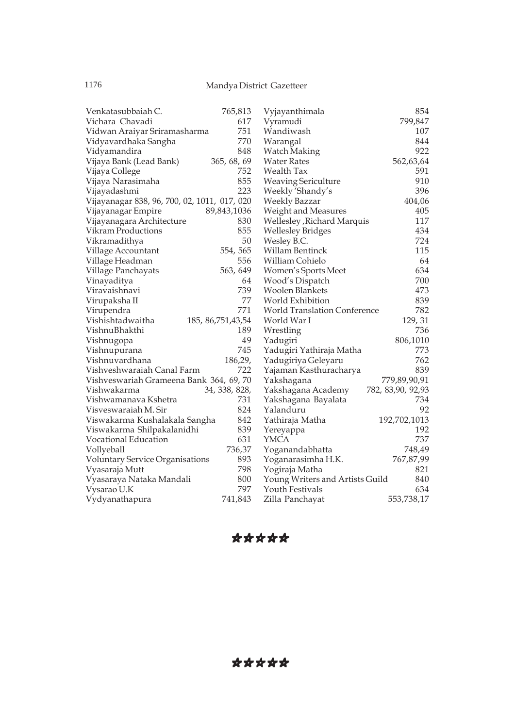| | |
|---|---|
| Venkatasubbaiah C. | 765,813 |
| Vichara Chavadi | 617 |
| Vidwan Araiyar Sriramasharma | 751 |
| Vidyavardhaka Sangha | 770 |
| Vidyamandira | 848 |
| Vijaya Bank (Lead Bank) | 365, 68, 69 |
| Vijaya College | 752 |
| Vijaya Narasimaha | 855 |
| Vijayadashmi | 223 |
| Vijayanagar | 838, 96, 700, 02, 1011, 017, 020 |
| Vijayanagar Empire | 89,843,1036 |
| Vijayanagara Architecture | 830 |
| Vikram Productions | 855 |
| Vikramadithya | 50 |
| Village Accountant | 554, 565 |
| Village Headman | 556 |
| Village Panchayats | 563, 649 |
| Vinayaditya | 64 |
| Viravaishnavi | 739 |
| Virupaksha II | 77 |
| Virupendra | 771 |
| Vishishtadwaitha | 185, 86,751,43,54 |
| VishnuBhakthi | 189 |
| Vishnugopa | 49 |
| Vishnupurana | 745 |
| Vishnuvardhana | 186,29, |
| Vishveshwaraiah Canal Farm | 722 |
| Vishveswariah Grameena Bank | 364, 69, 70 |
| Vishwakarma | 34, 338, 828, |
| Vishwamanava Kshetra | 731 |
| Visveswaraiah M. Sir | 824 |
| Viswakarma Kushalakala Sangha | 842 |
| Viswakarma Shilpakalanidhi | 839 |
| Vocational Education | 631 |
| Vollyeball | 736,37 |
| Voluntary Service Organisations | 893 |
| Vyasaraja Mutt | 798 |
| Vyasaraya Nataka Mandali | 800 |
| Vysarao U.K | 797 |
| Vydyanathapura | 741,843 |
| Vyjayanthimala | 854 |
| Vyramudi | 799,847 |
| Wandiwash | 107 |
| Warangal | 844 |
| Watch Making | 922 |
| Water Rates | 562,63,64 |
| Wealth Tax | 591 |
| Weaving Sericulture | 910 |
| Weekly 'Shandy's | 396 |
| Weekly Bazzar | 404,06 |
| Weight and Measures | 405 |
| Wellesley ,Richard Marquis | 117 |
| Wellesley Bridges | 434 |
| Wesley B.C. | 724 |
| Willam Bentinck | 115 |
| William Cohielo | 64 |
| Women's Sports Meet | 634 |
| Wood's Dispatch | 700 |
| Woolen Blankets | 473 |
| World Exhibition | 839 |
| World Translation Conference | 782 |
| World War I | 129, 31 |
| Wrestling | 736 |
| Yadugiri | 806,1010 |
| Yadugiri Yathiraja Matha | 773 |
| Yadugiriya Geleyaru | 762 |
| Yajaman Kasthuracharya | 839 |
| Yakshagana | 779,89,90,91 |
| Yakshagana Academy | 782, 83,90, 92,93 |
| Yakshagana Bayalata | 734 |
| Yalanduru | 92 |
| Yathiraja Matha | 192,702,1013 |
| Yereyappa | 192 |
| YMCA | 737 |
| Yoganandabhatta | 748,49 |
| Yoganarasimha H.K. | 767,87,99 |
| Yogiraja Matha | 821 |
| Young Writers and Artists Guild | 840 |
| Youth Festivals | 634 |
| Zilla Panchayat | 553,738,17 |

*****

*****